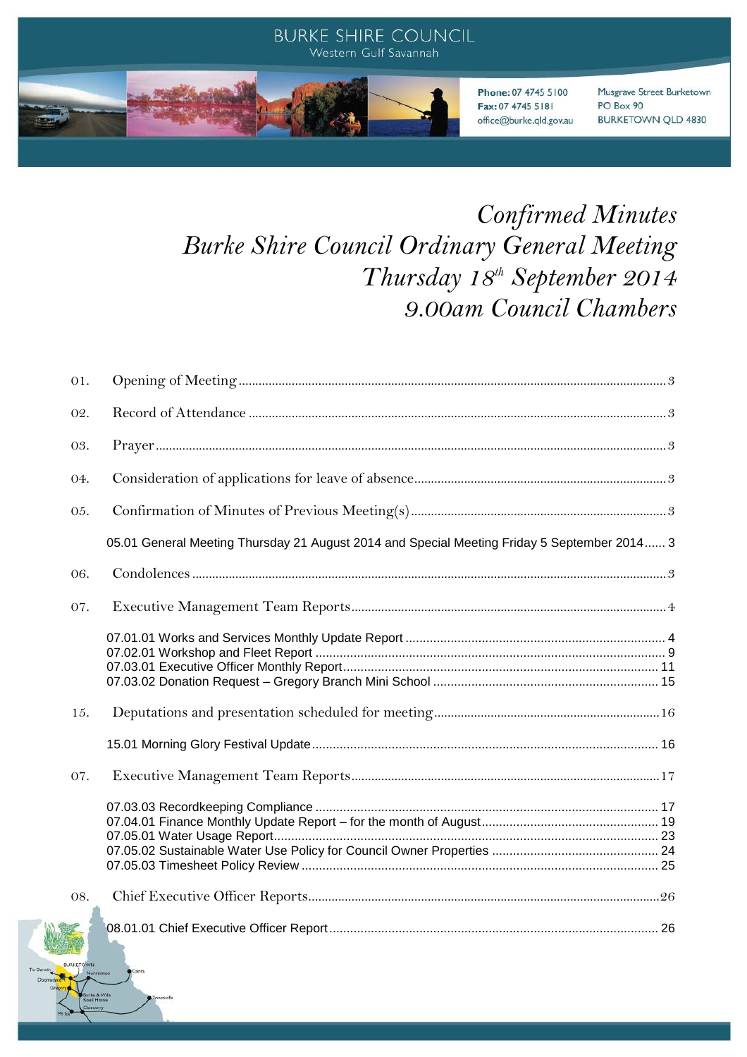BURKE SHIRE COUNCIL
Western Gulf Savannah

**Phone:** 07 4745 5100
**Fax:** 07 4745 5181
office@burke.qld.gov.au

Musgrave Street Burketown
PO Box 90
BURKETOWN QLD 4830

# *Confirmed Minutes*
# *Burke Shire Council Ordinary General Meeting*
# *Thursday 18th September 2014*
# *9.00am Council Chambers*

01. Opening of Meeting ........ 3

02. Record of Attendance ........ 3

03. Prayer ........ 3

04. Consideration of applications for leave of absence ........ 3

05. Confirmation of Minutes of Previous Meeting(s) ........ 3

- 05.01 General Meeting Thursday 21 August 2014 and Special Meeting Friday 5 September 2014 ........ 3

06. Condolences ........ 3

07. Executive Management Team Reports ........ 4

- 07.01.01 Works and Services Monthly Update Report ........ 4
- 07.02.01 Workshop and Fleet Report ........ 9
- 07.03.01 Executive Officer Monthly Report ........ 11
- 07.03.02 Donation Request – Gregory Branch Mini School ........ 15

15. Deputations and presentation scheduled for meeting ........ 16

- 15.01 Morning Glory Festival Update ........ 16

07. Executive Management Team Reports ........ 17

- 07.03.03 Recordkeeping Compliance ........ 17
- 07.04.01 Finance Monthly Update Report – for the month of August ........ 19
- 07.05.01 Water Usage Report ........ 23
- 07.05.02 Sustainable Water Use Policy for Council Owner Properties ........ 24
- 07.05.03 Timesheet Policy Review ........ 25

08. Chief Executive Officer Reports ........ 26

- 08.01.01 Chief Executive Officer Report ........ 26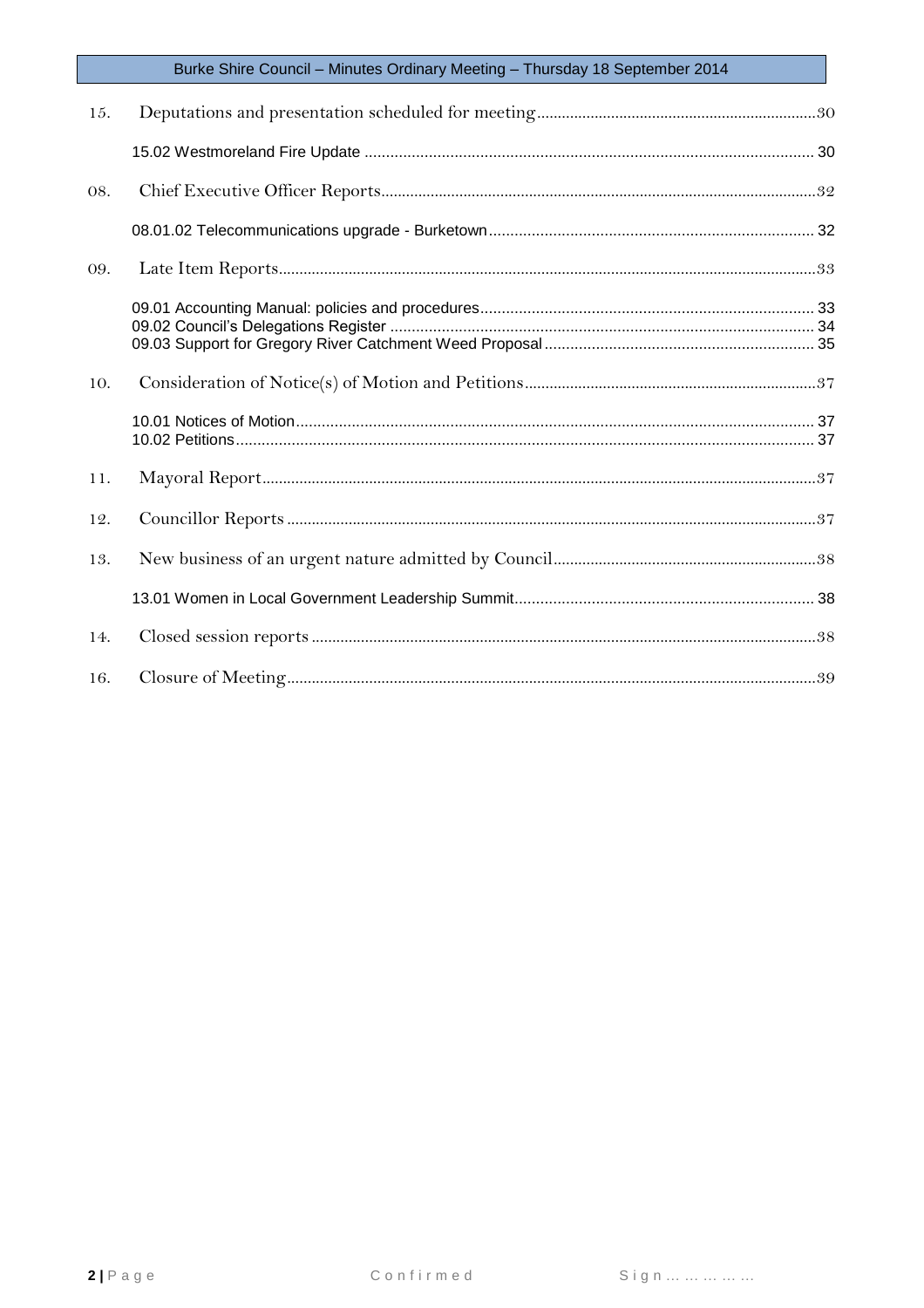15. Deputations and presentation scheduled for meeting....................................................................30

15.02 Westmoreland Fire Update ........................................................................................................ 30

08. Chief Executive Officer Reports..........................................................................................................32

08.01.02 Telecommunications upgrade - Burketown........................................................................... 32

09. Late Item Reports..................................................................................................................................33

09.01 Accounting Manual: policies and procedures............................................................................. 33
09.02 Council's Delegations Register .................................................................................................. 34
09.03 Support for Gregory River Catchment Weed Proposal.............................................................. 35

10. Consideration of Notice(s) of Motion and Petitions.......................................................................37

10.01 Notices of Motion......................................................................................................................... 37
10.02 Petitions........................................................................................................................................ 37

11. Mayoral Report......................................................................................................................................37

12. Councillor Reports ................................................................................................................................37

13. New business of an urgent nature admitted by Council................................................................38

13.01 Women in Local Government Leadership Summit...................................................................... 38

14. Closed session reports ..........................................................................................................................38

16. Closure of Meeting.................................................................................................................................39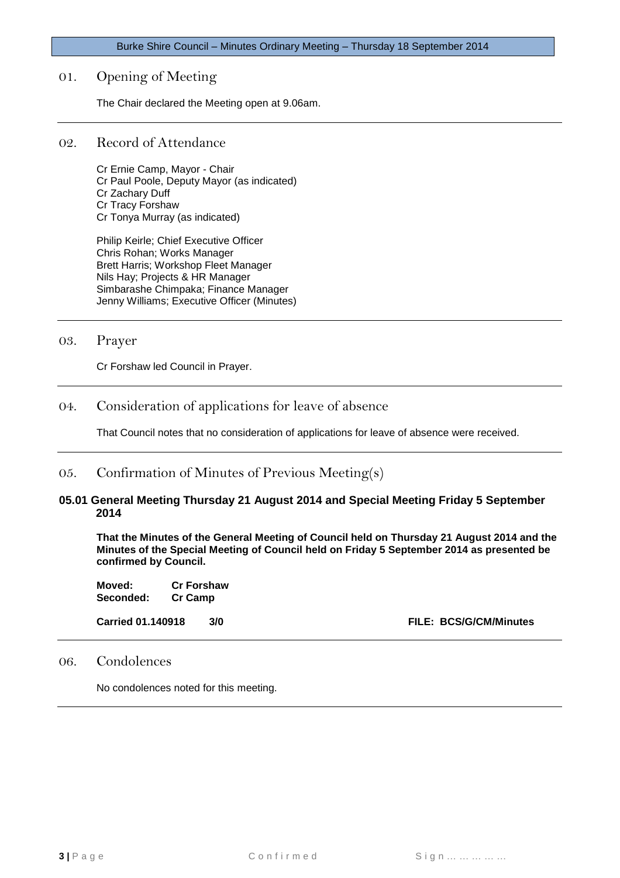## 01. Opening of Meeting

The Chair declared the Meeting open at 9.06am.

## 02. Record of Attendance

Cr Ernie Camp, Mayor - Chair
Cr Paul Poole, Deputy Mayor (as indicated)
Cr Zachary Duff
Cr Tracy Forshaw
Cr Tonya Murray (as indicated)

Philip Keirle; Chief Executive Officer
Chris Rohan; Works Manager
Brett Harris; Workshop Fleet Manager
Nils Hay; Projects & HR Manager
Simbarashe Chimpaka; Finance Manager
Jenny Williams; Executive Officer (Minutes)

## 03. Prayer

Cr Forshaw led Council in Prayer.

## 04. Consideration of applications for leave of absence

That Council notes that no consideration of applications for leave of absence were received.

## 05. Confirmation of Minutes of Previous Meeting(s)

### 05.01 General Meeting Thursday 21 August 2014 and Special Meeting Friday 5 September 2014

**That the Minutes of the General Meeting of Council held on Thursday 21 August 2014 and the Minutes of the Special Meeting of Council held on Friday 5 September 2014 as presented be confirmed by Council.**

**Moved:** **Cr Forshaw**
**Seconded:** **Cr Camp**

**Carried 01.140918 3/0** **FILE: BCS/G/CM/Minutes**

## 06. Condolences

No condolences noted for this meeting.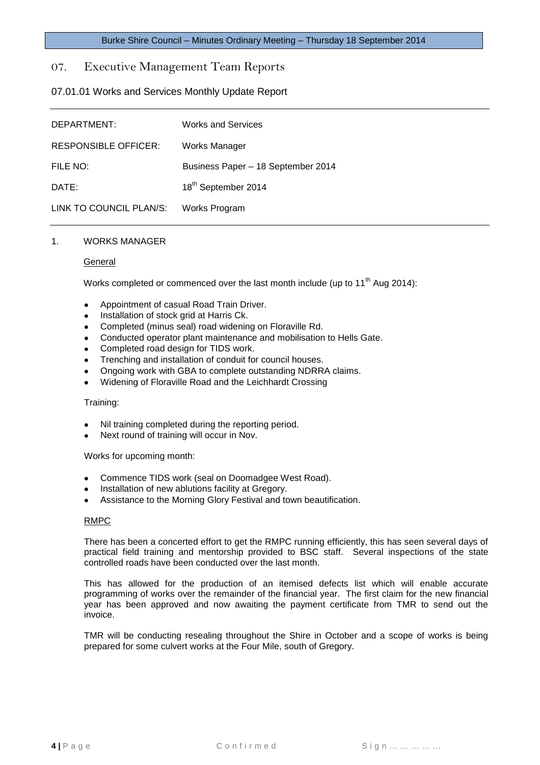# 07. Executive Management Team Reports

## 07.01.01 Works and Services Monthly Update Report

| | |
|---|---|
| DEPARTMENT: | Works and Services |
| RESPONSIBLE OFFICER: | Works Manager |
| FILE NO: | Business Paper – 18 September 2014 |
| DATE: | 18th September 2014 |
| LINK TO COUNCIL PLAN/S: | Works Program |

1. WORKS MANAGER

General

Works completed or commenced over the last month include (up to 11th Aug 2014):

- Appointment of casual Road Train Driver.
- Installation of stock grid at Harris Ck.
- Completed (minus seal) road widening on Floraville Rd.
- Conducted operator plant maintenance and mobilisation to Hells Gate.
- Completed road design for TIDS work.
- Trenching and installation of conduit for council houses.
- Ongoing work with GBA to complete outstanding NDRRA claims.
- Widening of Floraville Road and the Leichhardt Crossing

Training:

- Nil training completed during the reporting period.
- Next round of training will occur in Nov.

Works for upcoming month:

- Commence TIDS work (seal on Doomadgee West Road).
- Installation of new ablutions facility at Gregory.
- Assistance to the Morning Glory Festival and town beautification.

RMPC

There has been a concerted effort to get the RMPC running efficiently, this has seen several days of practical field training and mentorship provided to BSC staff. Several inspections of the state controlled roads have been conducted over the last month.

This has allowed for the production of an itemised defects list which will enable accurate programming of works over the remainder of the financial year. The first claim for the new financial year has been approved and now awaiting the payment certificate from TMR to send out the invoice.

TMR will be conducting resealing throughout the Shire in October and a scope of works is being prepared for some culvert works at the Four Mile, south of Gregory.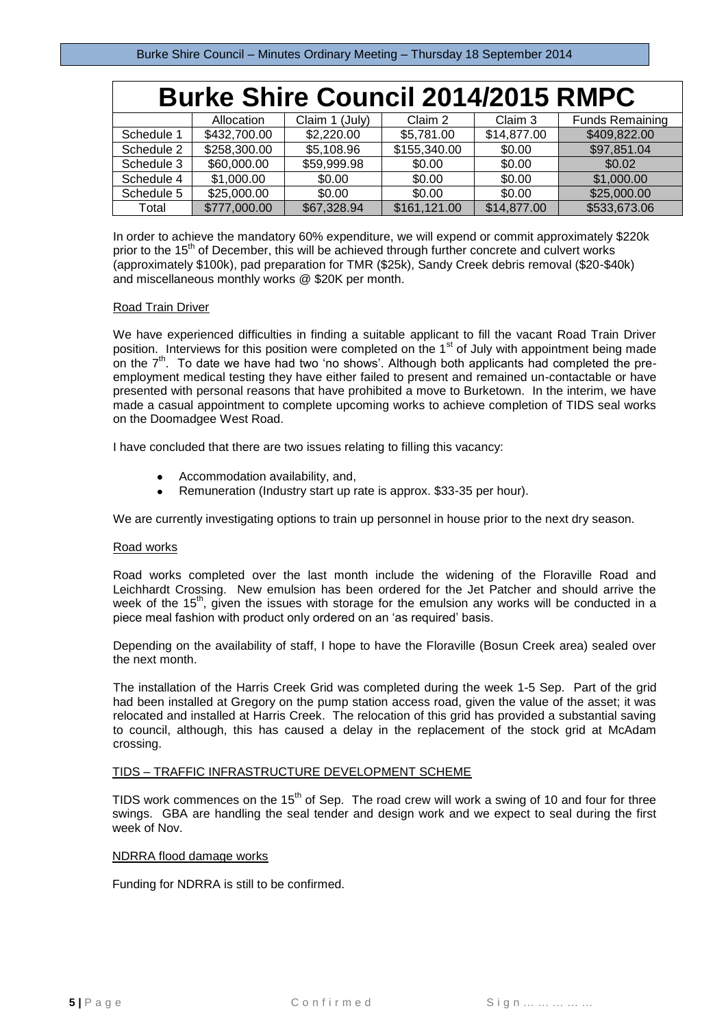| Burke Shire Council 2014/2015 RMPC | | | | | |
|---|---|---|---|---|---|
| | Allocation | Claim 1 (July) | Claim 2 | Claim 3 | Funds Remaining |
| Schedule 1 | $432,700.00 | $2,220.00 | $5,781.00 | $14,877.00 | $409,822.00 |
| Schedule 2 | $258,300.00 | $5,108.96 | $155,340.00 | $0.00 | $97,851.04 |
| Schedule 3 | $60,000.00 | $59,999.98 | $0.00 | $0.00 | $0.02 |
| Schedule 4 | $1,000.00 | $0.00 | $0.00 | $0.00 | $1,000.00 |
| Schedule 5 | $25,000.00 | $0.00 | $0.00 | $0.00 | $25,000.00 |
| Total | $777,000.00 | $67,328.94 | $161,121.00 | $14,877.00 | $533,673.06 |

In order to achieve the mandatory 60% expenditure, we will expend or commit approximately $220k prior to the 15th of December, this will be achieved through further concrete and culvert works (approximately $100k), pad preparation for TMR ($25k), Sandy Creek debris removal ($20-$40k) and miscellaneous monthly works @ $20K per month.

Road Train Driver

We have experienced difficulties in finding a suitable applicant to fill the vacant Road Train Driver position. Interviews for this position were completed on the 1st of July with appointment being made on the 7th. To date we have had two 'no shows'. Although both applicants had completed the pre-employment medical testing they have either failed to present and remained un-contactable or have presented with personal reasons that have prohibited a move to Burketown. In the interim, we have made a casual appointment to complete upcoming works to achieve completion of TIDS seal works on the Doomadgee West Road.

I have concluded that there are two issues relating to filling this vacancy:

- Accommodation availability, and,
- Remuneration (Industry start up rate is approx. $33-35 per hour).

We are currently investigating options to train up personnel in house prior to the next dry season.

Road works

Road works completed over the last month include the widening of the Floraville Road and Leichhardt Crossing. New emulsion has been ordered for the Jet Patcher and should arrive the week of the 15th, given the issues with storage for the emulsion any works will be conducted in a piece meal fashion with product only ordered on an 'as required' basis.

Depending on the availability of staff, I hope to have the Floraville (Bosun Creek area) sealed over the next month.

The installation of the Harris Creek Grid was completed during the week 1-5 Sep. Part of the grid had been installed at Gregory on the pump station access road, given the value of the asset; it was relocated and installed at Harris Creek. The relocation of this grid has provided a substantial saving to council, although, this has caused a delay in the replacement of the stock grid at McAdam crossing.

TIDS – TRAFFIC INFRASTRUCTURE DEVELOPMENT SCHEME

TIDS work commences on the 15th of Sep. The road crew will work a swing of 10 and four for three swings. GBA are handling the seal tender and design work and we expect to seal during the first week of Nov.

NDRRA flood damage works

Funding for NDRRA is still to be confirmed.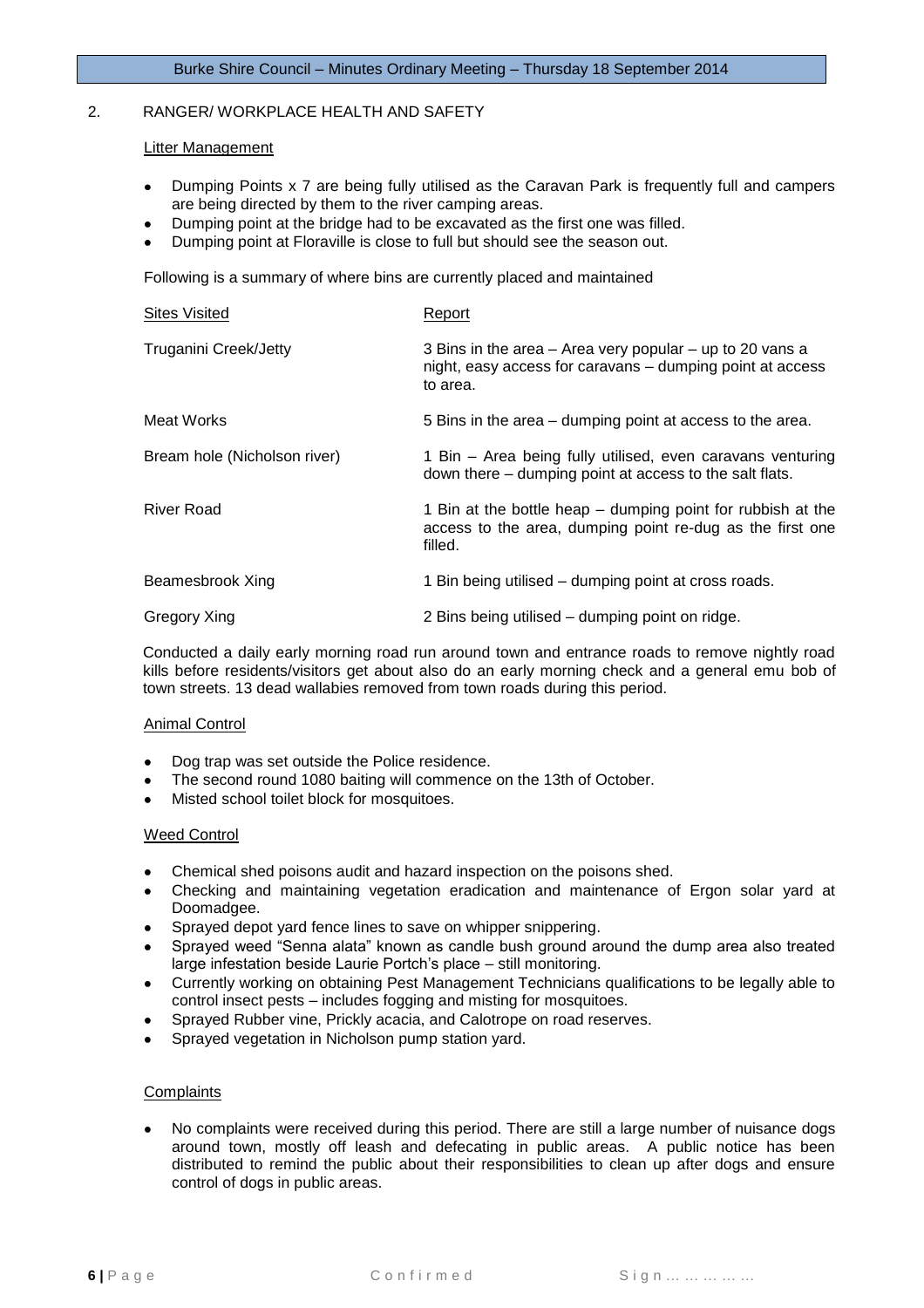## 2. RANGER/ WORKPLACE HEALTH AND SAFETY

### Litter Management

- Dumping Points x 7 are being fully utilised as the Caravan Park is frequently full and campers are being directed by them to the river camping areas.
- Dumping point at the bridge had to be excavated as the first one was filled.
- Dumping point at Floraville is close to full but should see the season out.

Following is a summary of where bins are currently placed and maintained

| Sites Visited | Report |
|---|---|
| Truganini Creek/Jetty | 3 Bins in the area – Area very popular – up to 20 vans a night, easy access for caravans – dumping point at access to area. |
| Meat Works | 5 Bins in the area – dumping point at access to the area. |
| Bream hole (Nicholson river) | 1 Bin – Area being fully utilised, even caravans venturing down there – dumping point at access to the salt flats. |
| River Road | 1 Bin at the bottle heap – dumping point for rubbish at the access to the area, dumping point re-dug as the first one filled. |
| Beamesbrook Xing | 1 Bin being utilised – dumping point at cross roads. |
| Gregory Xing | 2 Bins being utilised – dumping point on ridge. |

Conducted a daily early morning road run around town and entrance roads to remove nightly road kills before residents/visitors get about also do an early morning check and a general emu bob of town streets. 13 dead wallabies removed from town roads during this period.

### Animal Control

- Dog trap was set outside the Police residence.
- The second round 1080 baiting will commence on the 13th of October.
- Misted school toilet block for mosquitoes.

### Weed Control

- Chemical shed poisons audit and hazard inspection on the poisons shed.
- Checking and maintaining vegetation eradication and maintenance of Ergon solar yard at Doomadgee.
- Sprayed depot yard fence lines to save on whipper snippering.
- Sprayed weed "Senna alata" known as candle bush ground around the dump area also treated large infestation beside Laurie Portch's place – still monitoring.
- Currently working on obtaining Pest Management Technicians qualifications to be legally able to control insect pests – includes fogging and misting for mosquitoes.
- Sprayed Rubber vine, Prickly acacia, and Calotrope on road reserves.
- Sprayed vegetation in Nicholson pump station yard.

### Complaints

- No complaints were received during this period. There are still a large number of nuisance dogs around town, mostly off leash and defecating in public areas. A public notice has been distributed to remind the public about their responsibilities to clean up after dogs and ensure control of dogs in public areas.

Confirmed Sign……………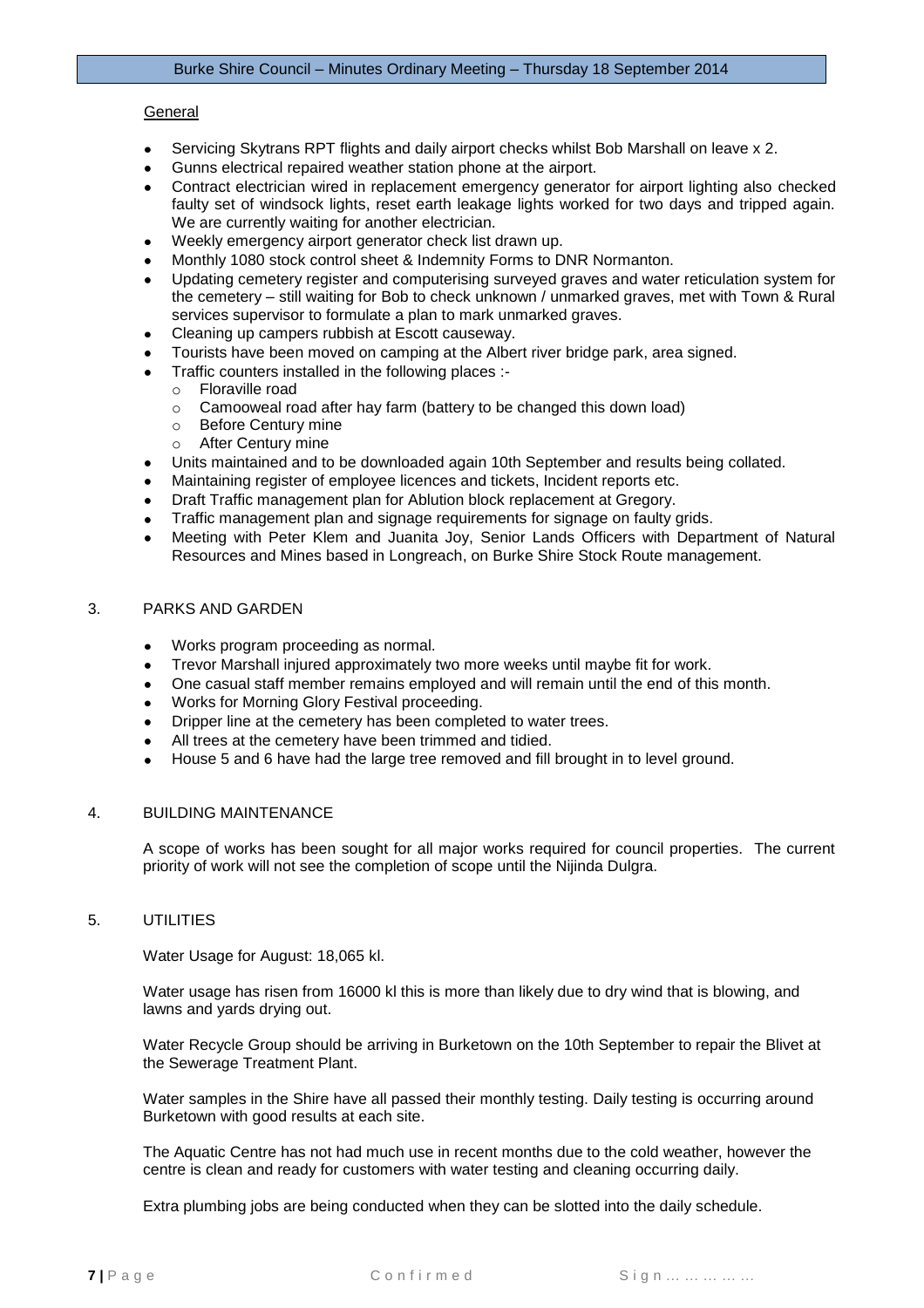General

- Servicing Skytrans RPT flights and daily airport checks whilst Bob Marshall on leave x 2.
- Gunns electrical repaired weather station phone at the airport.
- Contract electrician wired in replacement emergency generator for airport lighting also checked faulty set of windsock lights, reset earth leakage lights worked for two days and tripped again. We are currently waiting for another electrician.
- Weekly emergency airport generator check list drawn up.
- Monthly 1080 stock control sheet & Indemnity Forms to DNR Normanton.
- Updating cemetery register and computerising surveyed graves and water reticulation system for the cemetery – still waiting for Bob to check unknown / unmarked graves, met with Town & Rural services supervisor to formulate a plan to mark unmarked graves.
- Cleaning up campers rubbish at Escott causeway.
- Tourists have been moved on camping at the Albert river bridge park, area signed.
- Traffic counters installed in the following places :-
  - Floraville road
  - Camooweal road after hay farm (battery to be changed this down load)
  - Before Century mine
  - After Century mine
- Units maintained and to be downloaded again 10th September and results being collated.
- Maintaining register of employee licences and tickets, Incident reports etc.
- Draft Traffic management plan for Ablution block replacement at Gregory.
- Traffic management plan and signage requirements for signage on faulty grids.
- Meeting with Peter Klem and Juanita Joy, Senior Lands Officers with Department of Natural Resources and Mines based in Longreach, on Burke Shire Stock Route management.

## 3. PARKS AND GARDEN

- Works program proceeding as normal.
- Trevor Marshall injured approximately two more weeks until maybe fit for work.
- One casual staff member remains employed and will remain until the end of this month.
- Works for Morning Glory Festival proceeding.
- Dripper line at the cemetery has been completed to water trees.
- All trees at the cemetery have been trimmed and tidied.
- House 5 and 6 have had the large tree removed and fill brought in to level ground.

## 4. BUILDING MAINTENANCE

A scope of works has been sought for all major works required for council properties. The current priority of work will not see the completion of scope until the Nijinda Dulgra.

## 5. UTILITIES

Water Usage for August: 18,065 kl.

Water usage has risen from 16000 kl this is more than likely due to dry wind that is blowing, and lawns and yards drying out.

Water Recycle Group should be arriving in Burketown on the 10th September to repair the Blivet at the Sewerage Treatment Plant.

Water samples in the Shire have all passed their monthly testing. Daily testing is occurring around Burketown with good results at each site.

The Aquatic Centre has not had much use in recent months due to the cold weather, however the centre is clean and ready for customers with water testing and cleaning occurring daily.

Extra plumbing jobs are being conducted when they can be slotted into the daily schedule.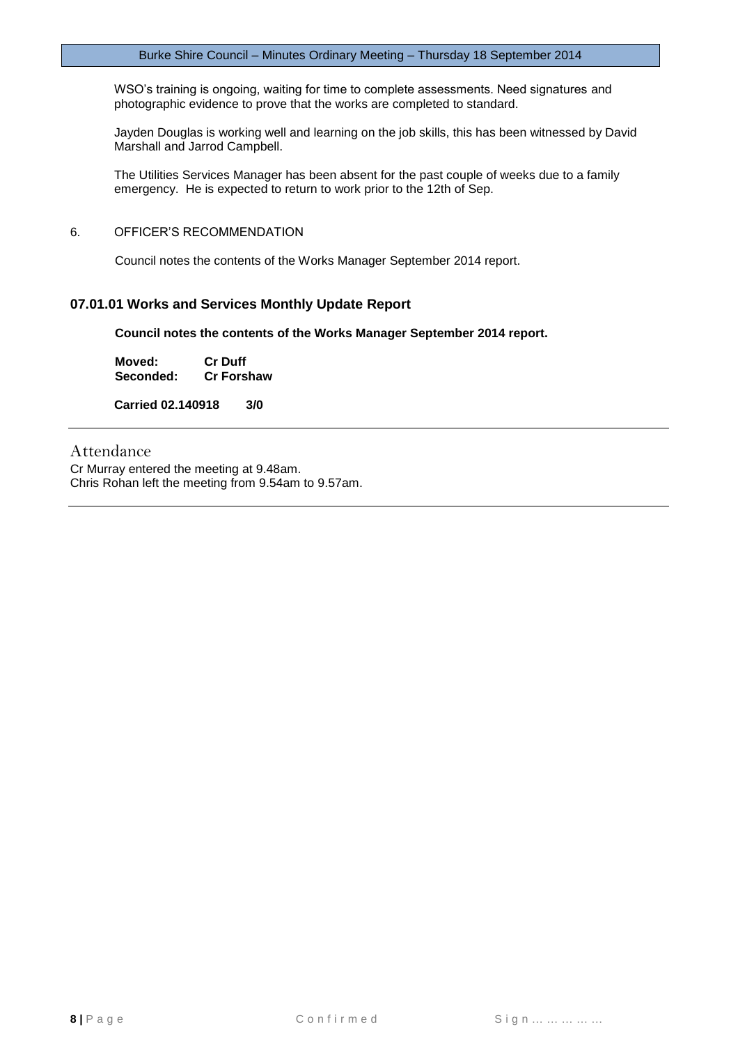WSO's training is ongoing, waiting for time to complete assessments. Need signatures and photographic evidence to prove that the works are completed to standard.

Jayden Douglas is working well and learning on the job skills, this has been witnessed by David Marshall and Jarrod Campbell.

The Utilities Services Manager has been absent for the past couple of weeks due to a family emergency. He is expected to return to work prior to the 12th of Sep.

6. OFFICER'S RECOMMENDATION

Council notes the contents of the Works Manager September 2014 report.

### 07.01.01 Works and Services Monthly Update Report

**Council notes the contents of the Works Manager September 2014 report.**

**Moved:** **Cr Duff**
**Seconded:** **Cr Forshaw**

**Carried 02.140918 3/0**

---

## Attendance

Cr Murray entered the meeting at 9.48am.
Chris Rohan left the meeting from 9.54am to 9.57am.

---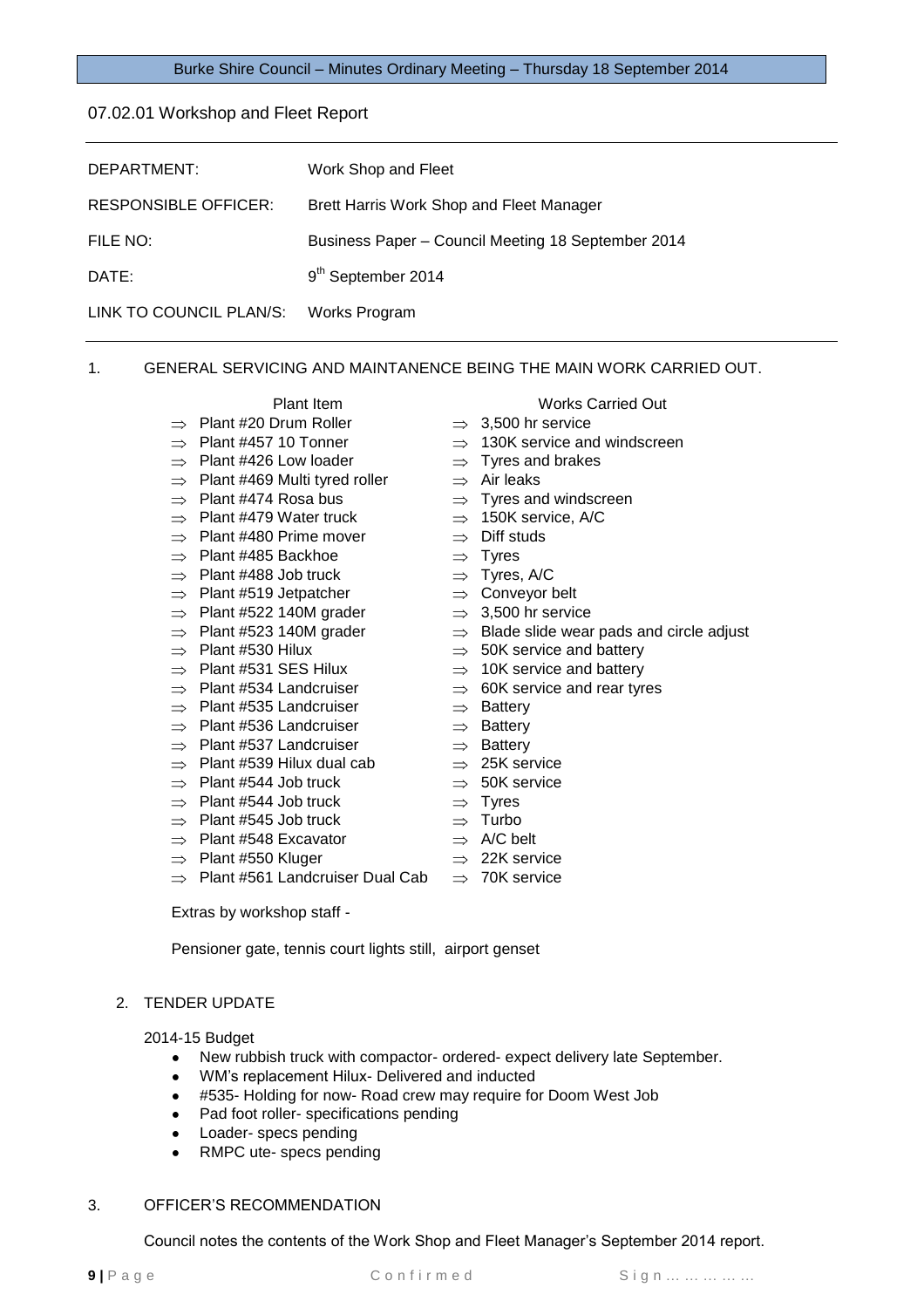## 07.02.01 Workshop and Fleet Report

| | |
|---|---|
| DEPARTMENT: | Work Shop and Fleet |
| RESPONSIBLE OFFICER: | Brett Harris Work Shop and Fleet Manager |
| FILE NO: | Business Paper – Council Meeting 18 September 2014 |
| DATE: | 9th September 2014 |
| LINK TO COUNCIL PLAN/S: | Works Program |

1. GENERAL SERVICING AND MAINTANENCE BEING THE MAIN WORK CARRIED OUT.

| Plant Item | Works Carried Out |
|---|---|
| ⇒ Plant #20 Drum Roller | ⇒ 3,500 hr service |
| ⇒ Plant #457 10 Tonner | ⇒ 130K service and windscreen |
| ⇒ Plant #426 Low loader | ⇒ Tyres and brakes |
| ⇒ Plant #469 Multi tyred roller | ⇒ Air leaks |
| ⇒ Plant #474 Rosa bus | ⇒ Tyres and windscreen |
| ⇒ Plant #479 Water truck | ⇒ 150K service, A/C |
| ⇒ Plant #480 Prime mover | ⇒ Diff studs |
| ⇒ Plant #485 Backhoe | ⇒ Tyres |
| ⇒ Plant #488 Job truck | ⇒ Tyres, A/C |
| ⇒ Plant #519 Jetpatcher | ⇒ Conveyor belt |
| ⇒ Plant #522 140M grader | ⇒ 3,500 hr service |
| ⇒ Plant #523 140M grader | ⇒ Blade slide wear pads and circle adjust |
| ⇒ Plant #530 Hilux | ⇒ 50K service and battery |
| ⇒ Plant #531 SES Hilux | ⇒ 10K service and battery |
| ⇒ Plant #534 Landcruiser | ⇒ 60K service and rear tyres |
| ⇒ Plant #535 Landcruiser | ⇒ Battery |
| ⇒ Plant #536 Landcruiser | ⇒ Battery |
| ⇒ Plant #537 Landcruiser | ⇒ Battery |
| ⇒ Plant #539 Hilux dual cab | ⇒ 25K service |
| ⇒ Plant #544 Job truck | ⇒ 50K service |
| ⇒ Plant #544 Job truck | ⇒ Tyres |
| ⇒ Plant #545 Job truck | ⇒ Turbo |
| ⇒ Plant #548 Excavator | ⇒ A/C belt |
| ⇒ Plant #550 Kluger | ⇒ 22K service |
| ⇒ Plant #561 Landcruiser Dual Cab | ⇒ 70K service |

Extras by workshop staff -

Pensioner gate, tennis court lights still, airport genset

2. TENDER UPDATE

2014-15 Budget

- New rubbish truck with compactor- ordered- expect delivery late September.
- WM's replacement Hilux- Delivered and inducted
- #535- Holding for now- Road crew may require for Doom West Job
- Pad foot roller- specifications pending
- Loader- specs pending
- RMPC ute- specs pending

3. OFFICER'S RECOMMENDATION

Council notes the contents of the Work Shop and Fleet Manager's September 2014 report.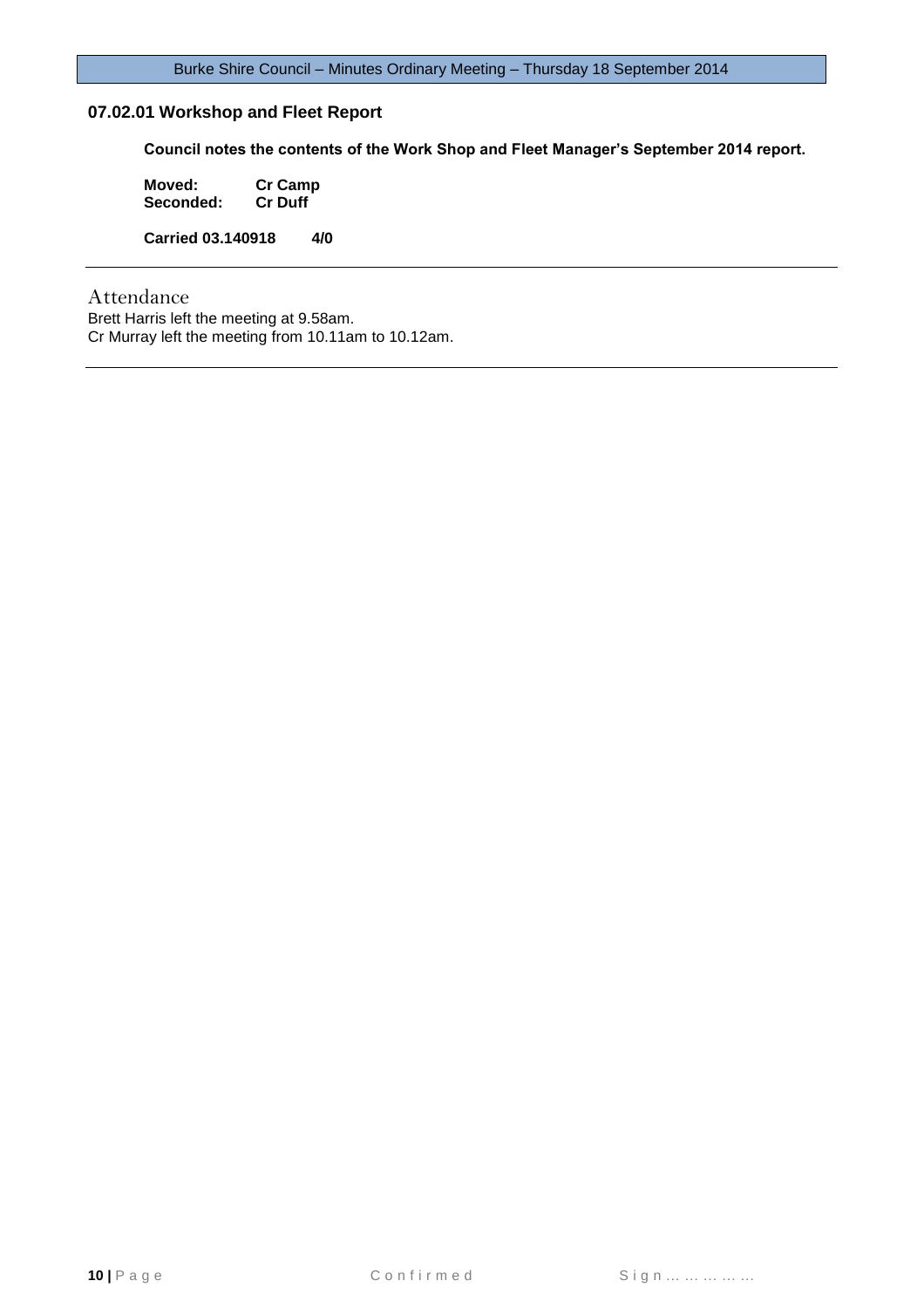### 07.02.01 Workshop and Fleet Report

**Council notes the contents of the Work Shop and Fleet Manager's September 2014 report.**

**Moved:** **Cr Camp**
**Seconded:** **Cr Duff**

**Carried 03.140918 4/0**

---

## Attendance

Brett Harris left the meeting at 9.58am.
Cr Murray left the meeting from 10.11am to 10.12am.

---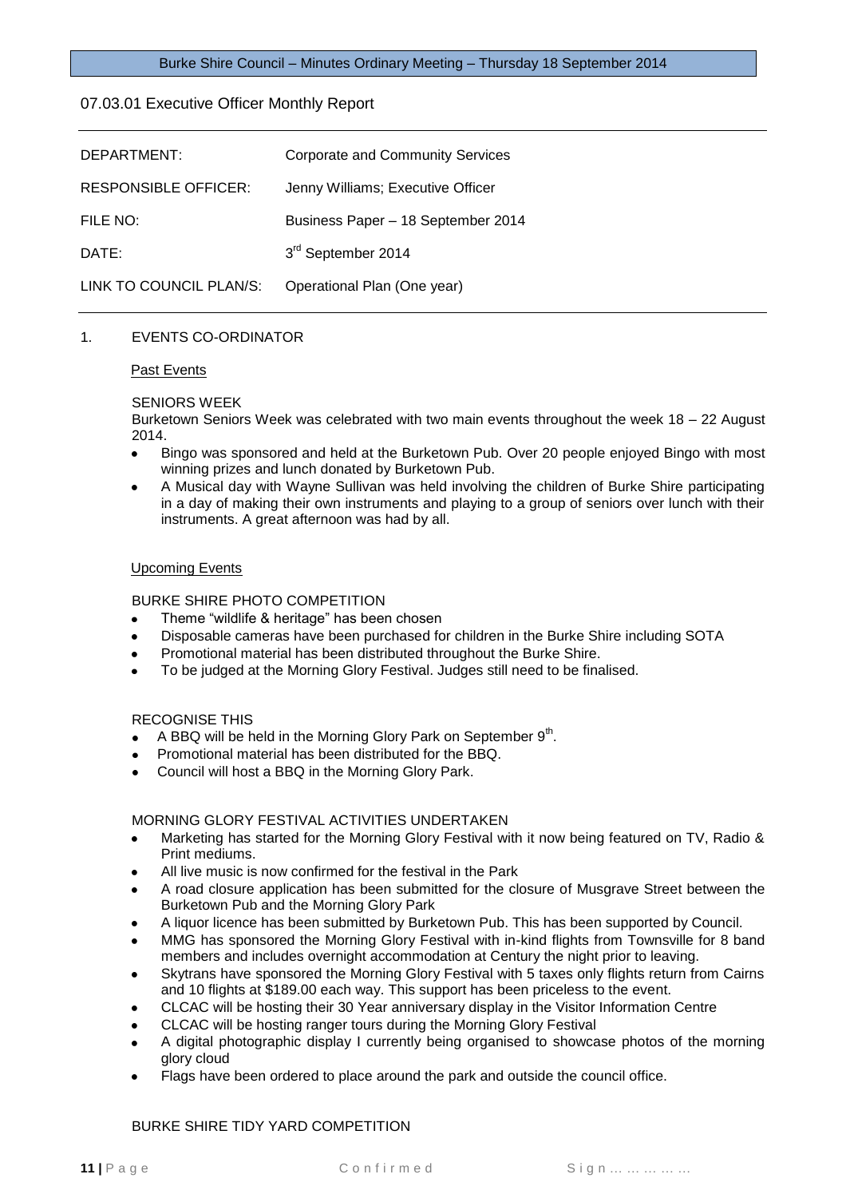## 07.03.01 Executive Officer Monthly Report

| | |
|---|---|
| DEPARTMENT: | Corporate and Community Services |
| RESPONSIBLE OFFICER: | Jenny Williams; Executive Officer |
| FILE NO: | Business Paper – 18 September 2014 |
| DATE: | 3rd September 2014 |
| LINK TO COUNCIL PLAN/S: | Operational Plan (One year) |

1. EVENTS CO-ORDINATOR

Past Events

SENIORS WEEK

Burketown Seniors Week was celebrated with two main events throughout the week 18 – 22 August 2014.

- Bingo was sponsored and held at the Burketown Pub. Over 20 people enjoyed Bingo with most winning prizes and lunch donated by Burketown Pub.
- A Musical day with Wayne Sullivan was held involving the children of Burke Shire participating in a day of making their own instruments and playing to a group of seniors over lunch with their instruments. A great afternoon was had by all.

Upcoming Events

BURKE SHIRE PHOTO COMPETITION

- Theme "wildlife & heritage" has been chosen
- Disposable cameras have been purchased for children in the Burke Shire including SOTA
- Promotional material has been distributed throughout the Burke Shire.
- To be judged at the Morning Glory Festival. Judges still need to be finalised.

RECOGNISE THIS

- A BBQ will be held in the Morning Glory Park on September 9th.
- Promotional material has been distributed for the BBQ.
- Council will host a BBQ in the Morning Glory Park.

MORNING GLORY FESTIVAL ACTIVITIES UNDERTAKEN

- Marketing has started for the Morning Glory Festival with it now being featured on TV, Radio & Print mediums.
- All live music is now confirmed for the festival in the Park
- A road closure application has been submitted for the closure of Musgrave Street between the Burketown Pub and the Morning Glory Park
- A liquor licence has been submitted by Burketown Pub. This has been supported by Council.
- MMG has sponsored the Morning Glory Festival with in-kind flights from Townsville for 8 band members and includes overnight accommodation at Century the night prior to leaving.
- Skytrans have sponsored the Morning Glory Festival with 5 taxes only flights return from Cairns and 10 flights at $189.00 each way. This support has been priceless to the event.
- CLCAC will be hosting their 30 Year anniversary display in the Visitor Information Centre
- CLCAC will be hosting ranger tours during the Morning Glory Festival
- A digital photographic display I currently being organised to showcase photos of the morning glory cloud
- Flags have been ordered to place around the park and outside the council office.

BURKE SHIRE TIDY YARD COMPETITION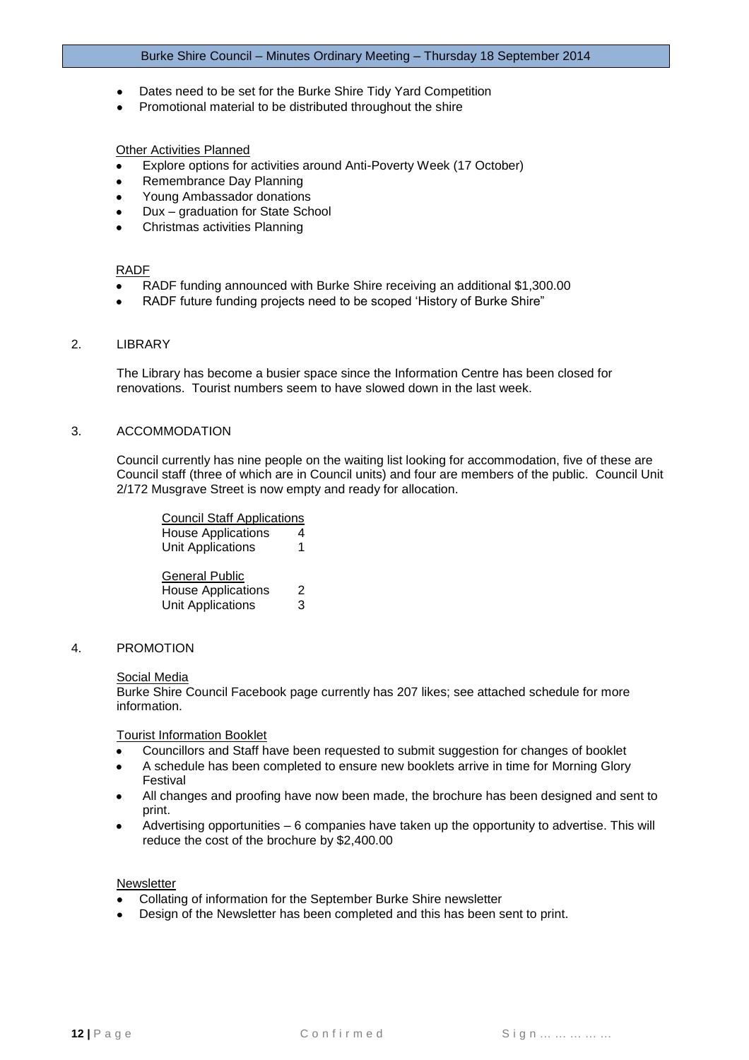- Dates need to be set for the Burke Shire Tidy Yard Competition
- Promotional material to be distributed throughout the shire

Other Activities Planned

- Explore options for activities around Anti-Poverty Week (17 October)
- Remembrance Day Planning
- Young Ambassador donations
- Dux – graduation for State School
- Christmas activities Planning

RADF

- RADF funding announced with Burke Shire receiving an additional $1,300.00
- RADF future funding projects need to be scoped 'History of Burke Shire"

2. LIBRARY

The Library has become a busier space since the Information Centre has been closed for renovations. Tourist numbers seem to have slowed down in the last week.

3. ACCOMMODATION

Council currently has nine people on the waiting list looking for accommodation, five of these are Council staff (three of which are in Council units) and four are members of the public. Council Unit 2/172 Musgrave Street is now empty and ready for allocation.

| Council Staff Applications | |
|---|---|
| House Applications | 4 |
| Unit Applications | 1 |
| **General Public** | |
| House Applications | 2 |
| Unit Applications | 3 |

4. PROMOTION

Social Media

Burke Shire Council Facebook page currently has 207 likes; see attached schedule for more information.

Tourist Information Booklet

- Councillors and Staff have been requested to submit suggestion for changes of booklet
- A schedule has been completed to ensure new booklets arrive in time for Morning Glory Festival
- All changes and proofing have now been made, the brochure has been designed and sent to print.
- Advertising opportunities – 6 companies have taken up the opportunity to advertise. This will reduce the cost of the brochure by $2,400.00

Newsletter

- Collating of information for the September Burke Shire newsletter
- Design of the Newsletter has been completed and this has been sent to print.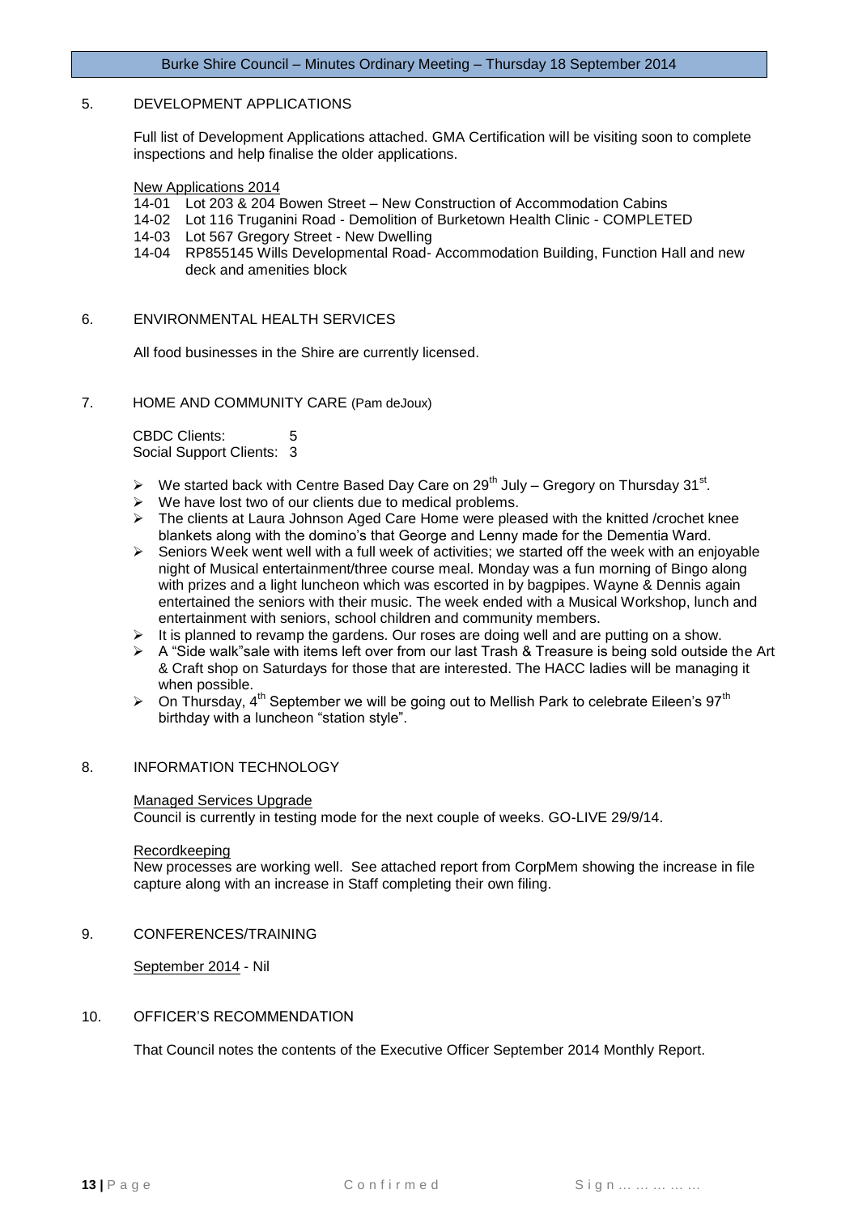## 5. DEVELOPMENT APPLICATIONS

Full list of Development Applications attached. GMA Certification will be visiting soon to complete inspections and help finalise the older applications.

New Applications 2014

- 14-01 Lot 203 & 204 Bowen Street – New Construction of Accommodation Cabins
- 14-02 Lot 116 Truganini Road - Demolition of Burketown Health Clinic - COMPLETED
- 14-03 Lot 567 Gregory Street - New Dwelling
- 14-04 RP855145 Wills Developmental Road- Accommodation Building, Function Hall and new deck and amenities block

## 6. ENVIRONMENTAL HEALTH SERVICES

All food businesses in the Shire are currently licensed.

## 7. HOME AND COMMUNITY CARE (Pam deJoux)

CBDC Clients: 5
Social Support Clients: 3

- We started back with Centre Based Day Care on 29th July – Gregory on Thursday 31st.
- We have lost two of our clients due to medical problems.
- The clients at Laura Johnson Aged Care Home were pleased with the knitted /crochet knee blankets along with the domino's that George and Lenny made for the Dementia Ward.
- Seniors Week went well with a full week of activities; we started off the week with an enjoyable night of Musical entertainment/three course meal. Monday was a fun morning of Bingo along with prizes and a light luncheon which was escorted in by bagpipes. Wayne & Dennis again entertained the seniors with their music. The week ended with a Musical Workshop, lunch and entertainment with seniors, school children and community members.
- It is planned to revamp the gardens. Our roses are doing well and are putting on a show.
- A "Side walk"sale with items left over from our last Trash & Treasure is being sold outside the Art & Craft shop on Saturdays for those that are interested. The HACC ladies will be managing it when possible.
- On Thursday, 4th September we will be going out to Mellish Park to celebrate Eileen's 97th birthday with a luncheon "station style".

## 8. INFORMATION TECHNOLOGY

Managed Services Upgrade

Council is currently in testing mode for the next couple of weeks. GO-LIVE 29/9/14.

Recordkeeping

New processes are working well. See attached report from CorpMem showing the increase in file capture along with an increase in Staff completing their own filing.

## 9. CONFERENCES/TRAINING

September 2014 - Nil

## 10. OFFICER'S RECOMMENDATION

That Council notes the contents of the Executive Officer September 2014 Monthly Report.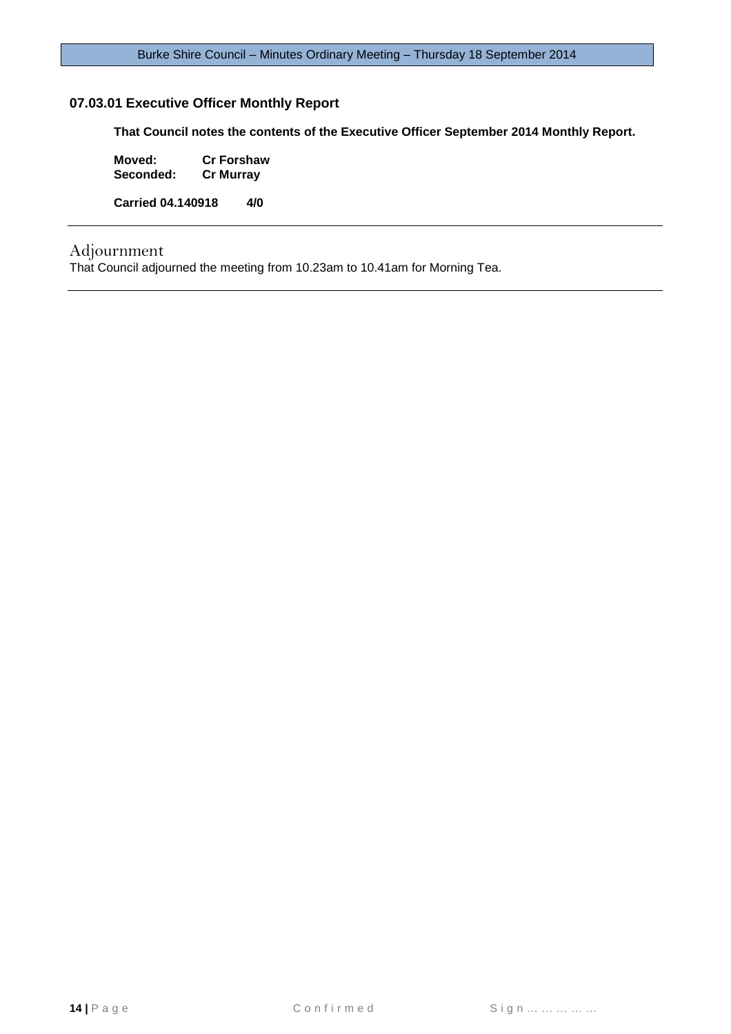### 07.03.01 Executive Officer Monthly Report

**That Council notes the contents of the Executive Officer September 2014 Monthly Report.**

**Moved:** **Cr Forshaw**
**Seconded:** **Cr Murray**

**Carried 04.140918 4/0**

---

## Adjournment

That Council adjourned the meeting from 10.23am to 10.41am for Morning Tea.

---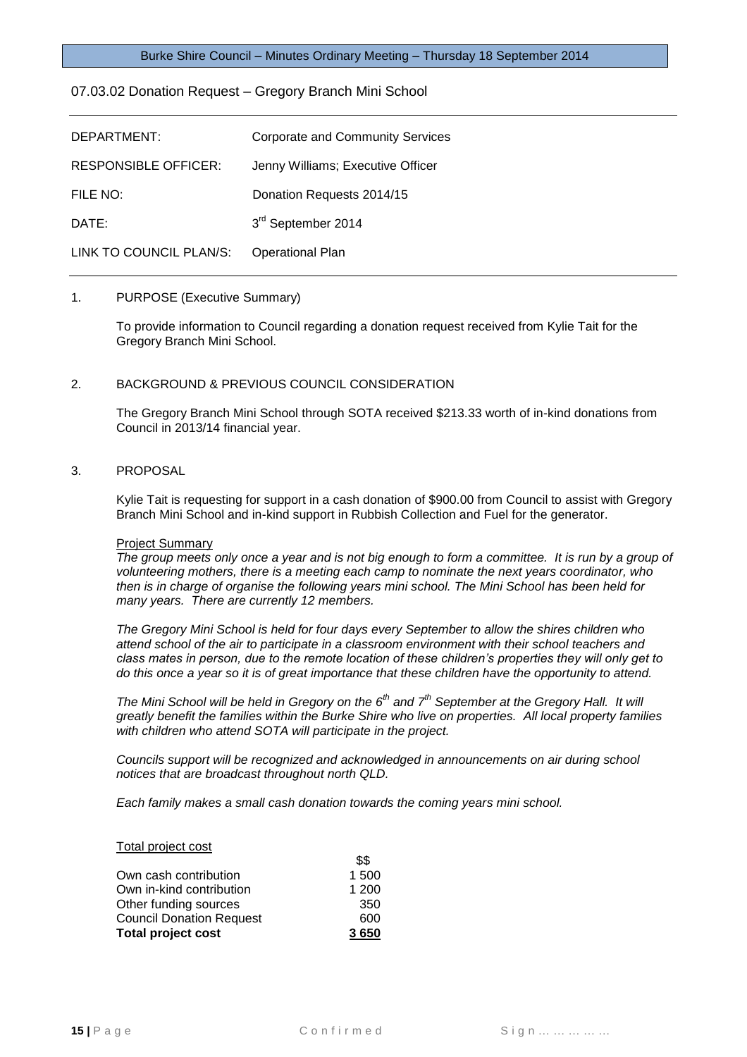## 07.03.02 Donation Request – Gregory Branch Mini School

| | |
|---|---|
| DEPARTMENT: | Corporate and Community Services |
| RESPONSIBLE OFFICER: | Jenny Williams; Executive Officer |
| FILE NO: | Donation Requests 2014/15 |
| DATE: | 3rd September 2014 |
| LINK TO COUNCIL PLAN/S: | Operational Plan |

1. PURPOSE (Executive Summary)

   To provide information to Council regarding a donation request received from Kylie Tait for the Gregory Branch Mini School.

2. BACKGROUND & PREVIOUS COUNCIL CONSIDERATION

   The Gregory Branch Mini School through SOTA received $213.33 worth of in-kind donations from Council in 2013/14 financial year.

3. PROPOSAL

   Kylie Tait is requesting for support in a cash donation of $900.00 from Council to assist with Gregory Branch Mini School and in-kind support in Rubbish Collection and Fuel for the generator.

   Project Summary

   *The group meets only once a year and is not big enough to form a committee. It is run by a group of volunteering mothers, there is a meeting each camp to nominate the next years coordinator, who then is in charge of organise the following years mini school. The Mini School has been held for many years. There are currently 12 members.*

   *The Gregory Mini School is held for four days every September to allow the shires children who attend school of the air to participate in a classroom environment with their school teachers and class mates in person, due to the remote location of these children's properties they will only get to do this once a year so it is of great importance that these children have the opportunity to attend.*

   *The Mini School will be held in Gregory on the 6th and 7th September at the Gregory Hall. It will greatly benefit the families within the Burke Shire who live on properties. All local property families with children who attend SOTA will participate in the project.*

   *Councils support will be recognized and acknowledged in announcements on air during school notices that are broadcast throughout north QLD.*

   *Each family makes a small cash donation towards the coming years mini school.*

   Total project cost

| | $$ |
|---|---|
| Own cash contribution | 1 500 |
| Own in-kind contribution | 1 200 |
| Other funding sources | 350 |
| Council Donation Request | 600 |
| **Total project cost** | **3 650** |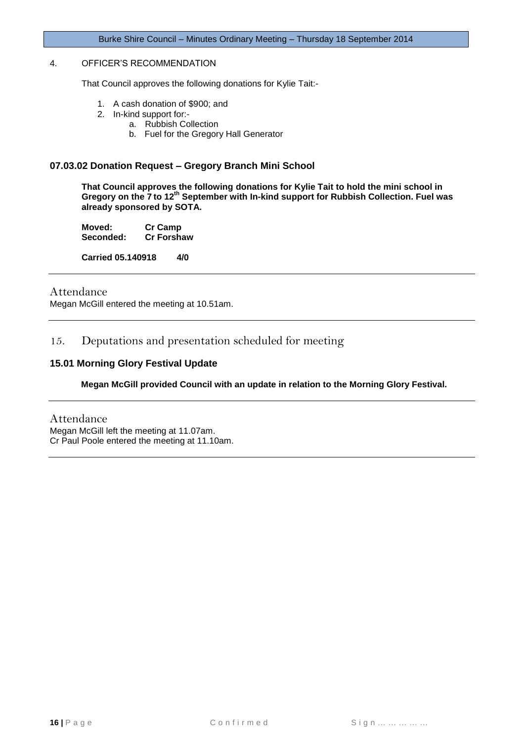4. OFFICER'S RECOMMENDATION

That Council approves the following donations for Kylie Tait:-

1. A cash donation of $900; and
2. In-kind support for:-
   a. Rubbish Collection
   b. Fuel for the Gregory Hall Generator

### 07.03.02 Donation Request – Gregory Branch Mini School

**That Council approves the following donations for Kylie Tait to hold the mini school in Gregory on the 7 to 12th September with In-kind support for Rubbish Collection. Fuel was already sponsored by SOTA.**

**Moved: Cr Camp**
**Seconded: Cr Forshaw**

**Carried 05.140918 4/0**

---

Attendance
Megan McGill entered the meeting at 10.51am.

---

## 15. Deputations and presentation scheduled for meeting

### 15.01 Morning Glory Festival Update

**Megan McGill provided Council with an update in relation to the Morning Glory Festival.**

---

Attendance
Megan McGill left the meeting at 11.07am.
Cr Paul Poole entered the meeting at 11.10am.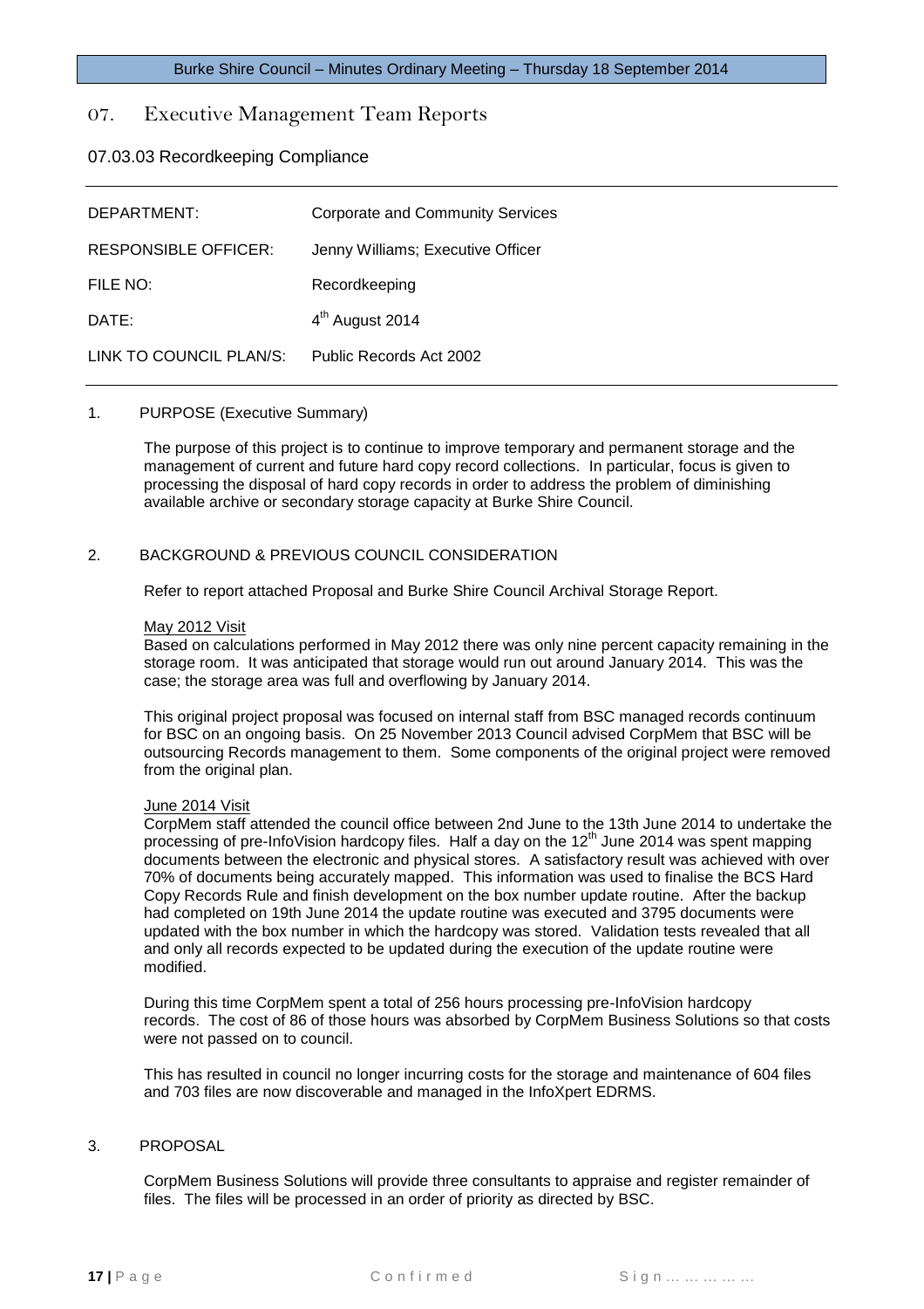# 07. Executive Management Team Reports

## 07.03.03 Recordkeeping Compliance

| | |
|---|---|
| DEPARTMENT: | Corporate and Community Services |
| RESPONSIBLE OFFICER: | Jenny Williams; Executive Officer |
| FILE NO: | Recordkeeping |
| DATE: | 4th August 2014 |
| LINK TO COUNCIL PLAN/S: | Public Records Act 2002 |

1. PURPOSE (Executive Summary)

The purpose of this project is to continue to improve temporary and permanent storage and the management of current and future hard copy record collections. In particular, focus is given to processing the disposal of hard copy records in order to address the problem of diminishing available archive or secondary storage capacity at Burke Shire Council.

2. BACKGROUND & PREVIOUS COUNCIL CONSIDERATION

Refer to report attached Proposal and Burke Shire Council Archival Storage Report.

May 2012 Visit

Based on calculations performed in May 2012 there was only nine percent capacity remaining in the storage room. It was anticipated that storage would run out around January 2014. This was the case; the storage area was full and overflowing by January 2014.

This original project proposal was focused on internal staff from BSC managed records continuum for BSC on an ongoing basis. On 25 November 2013 Council advised CorpMem that BSC will be outsourcing Records management to them. Some components of the original project were removed from the original plan.

June 2014 Visit

CorpMem staff attended the council office between 2nd June to the 13th June 2014 to undertake the processing of pre-InfoVision hardcopy files. Half a day on the 12th June 2014 was spent mapping documents between the electronic and physical stores. A satisfactory result was achieved with over 70% of documents being accurately mapped. This information was used to finalise the BCS Hard Copy Records Rule and finish development on the box number update routine. After the backup had completed on 19th June 2014 the update routine was executed and 3795 documents were updated with the box number in which the hardcopy was stored. Validation tests revealed that all and only all records expected to be updated during the execution of the update routine were modified.

During this time CorpMem spent a total of 256 hours processing pre-InfoVision hardcopy records. The cost of 86 of those hours was absorbed by CorpMem Business Solutions so that costs were not passed on to council.

This has resulted in council no longer incurring costs for the storage and maintenance of 604 files and 703 files are now discoverable and managed in the InfoXpert EDRMS.

3. PROPOSAL

CorpMem Business Solutions will provide three consultants to appraise and register remainder of files. The files will be processed in an order of priority as directed by BSC.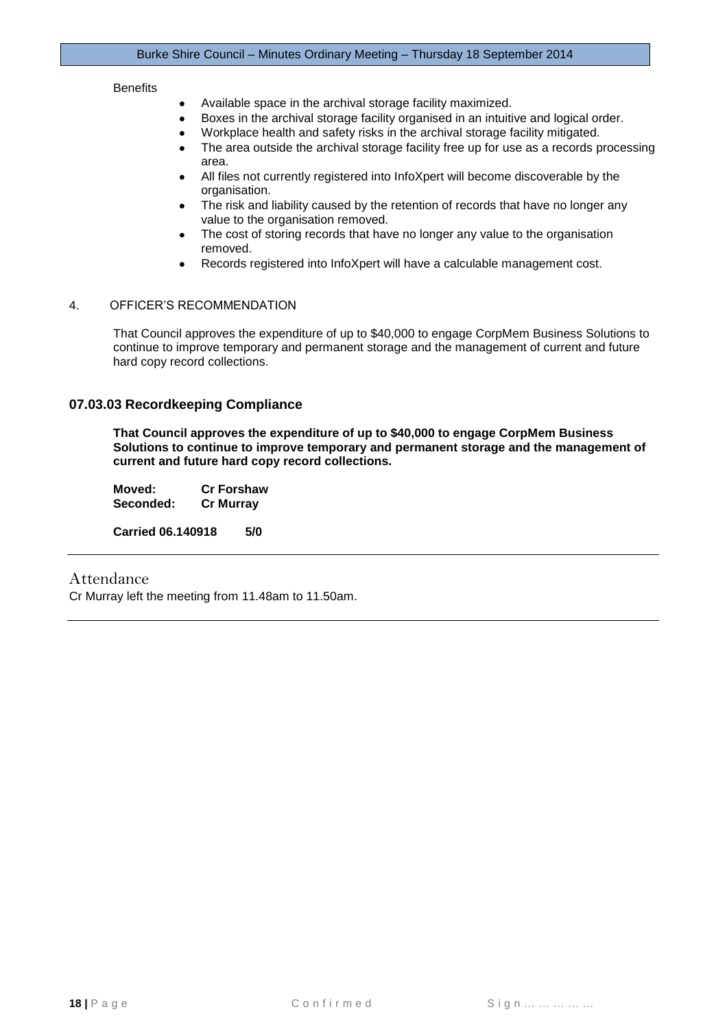Benefits

- Available space in the archival storage facility maximized.
- Boxes in the archival storage facility organised in an intuitive and logical order.
- Workplace health and safety risks in the archival storage facility mitigated.
- The area outside the archival storage facility free up for use as a records processing area.
- All files not currently registered into InfoXpert will become discoverable by the organisation.
- The risk and liability caused by the retention of records that have no longer any value to the organisation removed.
- The cost of storing records that have no longer any value to the organisation removed.
- Records registered into InfoXpert will have a calculable management cost.

4. OFFICER'S RECOMMENDATION

That Council approves the expenditure of up to $40,000 to engage CorpMem Business Solutions to continue to improve temporary and permanent storage and the management of current and future hard copy record collections.

### 07.03.03 Recordkeeping Compliance

**That Council approves the expenditure of up to $40,000 to engage CorpMem Business Solutions to continue to improve temporary and permanent storage and the management of current and future hard copy record collections.**

**Moved:** **Cr Forshaw**
**Seconded:** **Cr Murray**

**Carried 06.140918 5/0**

---

## Attendance

Cr Murray left the meeting from 11.48am to 11.50am.

---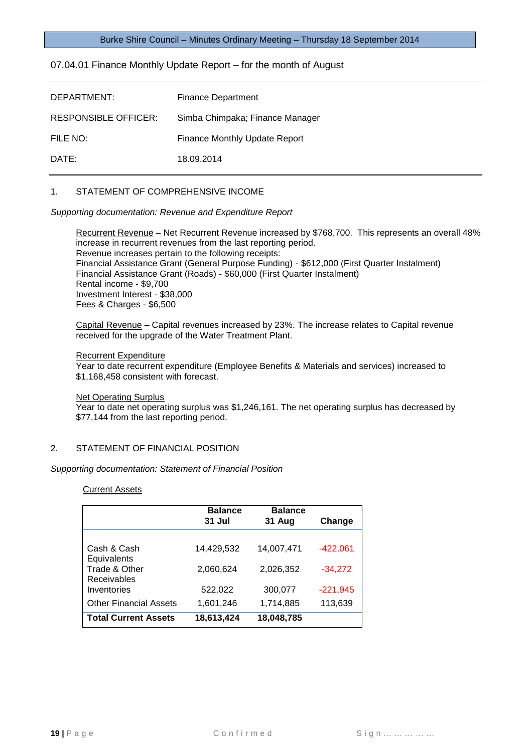## 07.04.01 Finance Monthly Update Report – for the month of August

| | |
|---|---|
| DEPARTMENT: | Finance Department |
| RESPONSIBLE OFFICER: | Simba Chimpaka; Finance Manager |
| FILE NO: | Finance Monthly Update Report |
| DATE: | 18.09.2014 |

### 1. STATEMENT OF COMPREHENSIVE INCOME

*Supporting documentation: Revenue and Expenditure Report*

Recurrent Revenue – Net Recurrent Revenue increased by $768,700. This represents an overall 48% increase in recurrent revenues from the last reporting period.
Revenue increases pertain to the following receipts:
Financial Assistance Grant (General Purpose Funding) - $612,000 (First Quarter Instalment)
Financial Assistance Grant (Roads) - $60,000 (First Quarter Instalment)
Rental income - $9,700
Investment Interest - $38,000
Fees & Charges - $6,500

Capital Revenue **–** Capital revenues increased by 23%. The increase relates to Capital revenue received for the upgrade of the Water Treatment Plant.

Recurrent Expenditure
Year to date recurrent expenditure (Employee Benefits & Materials and services) increased to $1,168,458 consistent with forecast.

Net Operating Surplus
Year to date net operating surplus was $1,246,161. The net operating surplus has decreased by $77,144 from the last reporting period.

### 2. STATEMENT OF FINANCIAL POSITION

*Supporting documentation: Statement of Financial Position*

Current Assets

| | **Balance 31 Jul** | **Balance 31 Aug** | **Change** |
|---|---|---|---|
| Cash & Cash Equivalents | 14,429,532 | 14,007,471 | -422,061 |
| Trade & Other Receivables | 2,060,624 | 2,026,352 | -34,272 |
| Inventories | 522,022 | 300,077 | -221,945 |
| Other Financial Assets | 1,601,246 | 1,714,885 | 113,639 |
| **Total Current Assets** | **18,613,424** | **18,048,785** | |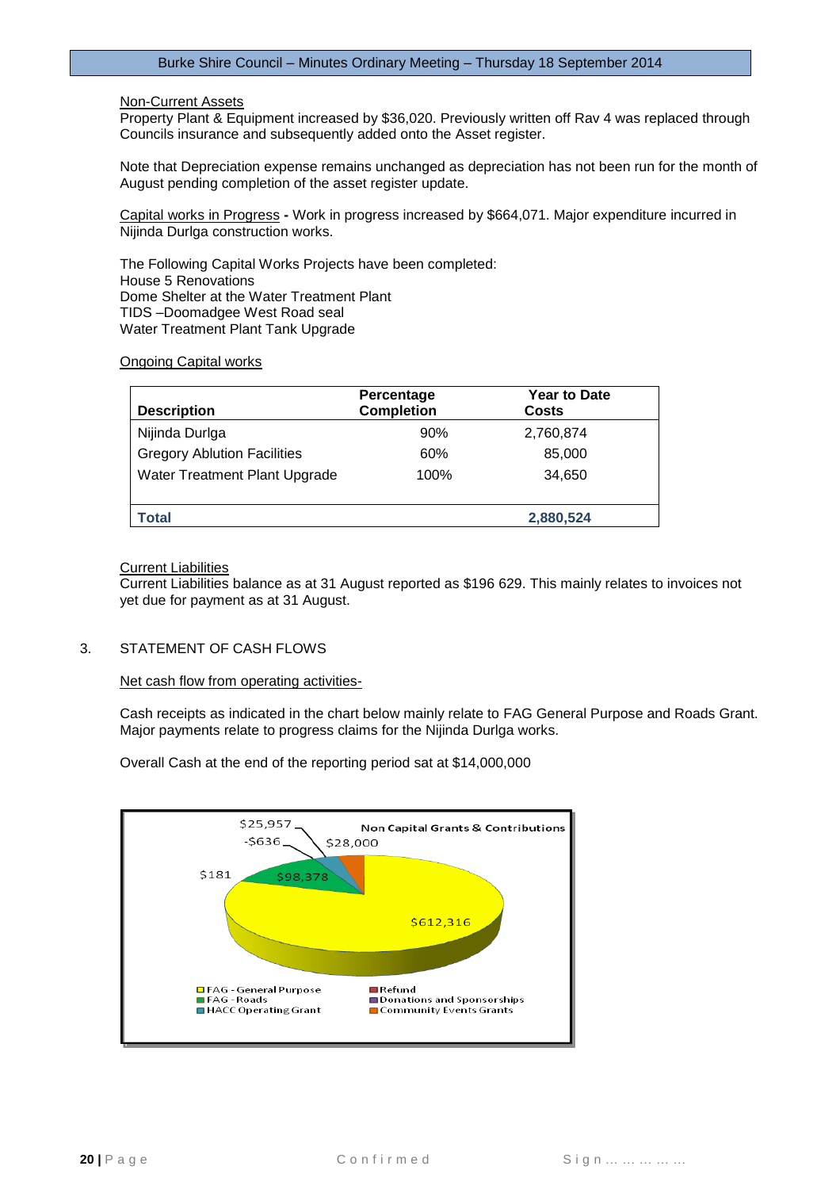Non-Current Assets

Property Plant & Equipment increased by $36,020. Previously written off Rav 4 was replaced through Councils insurance and subsequently added onto the Asset register.

Note that Depreciation expense remains unchanged as depreciation has not been run for the month of August pending completion of the asset register update.

Capital works in Progress **-** Work in progress increased by $664,071. Major expenditure incurred in Nijinda Durlga construction works.

The Following Capital Works Projects have been completed:
House 5 Renovations
Dome Shelter at the Water Treatment Plant
TIDS –Doomadgee West Road seal
Water Treatment Plant Tank Upgrade

Ongoing Capital works

| Description | Percentage Completion | Year to Date Costs |
|---|---|---|
| Nijinda Durlga | 90% | 2,760,874 |
| Gregory Ablution Facilities | 60% | 85,000 |
| Water Treatment Plant Upgrade | 100% | 34,650 |
| **Total** | | **2,880,524** |

Current Liabilities

Current Liabilities balance as at 31 August reported as $196 629. This mainly relates to invoices not yet due for payment as at 31 August.

3. STATEMENT OF CASH FLOWS

Net cash flow from operating activities-

Cash receipts as indicated in the chart below mainly relate to FAG General Purpose and Roads Grant. Major payments relate to progress claims for the Nijinda Durlga works.

Overall Cash at the end of the reporting period sat at $14,000,000

Non Capital Grants & Contributions

| Category | Amount |
|---|---|
| FAG - General Purpose | $612,316 |
| FAG - Roads | $98,378 |
| HACC Operating Grant | $25,957 |
| Refund | -$636 |
| Donations and Sponsorships | $181 |
| Community Events Grants | $28,000 |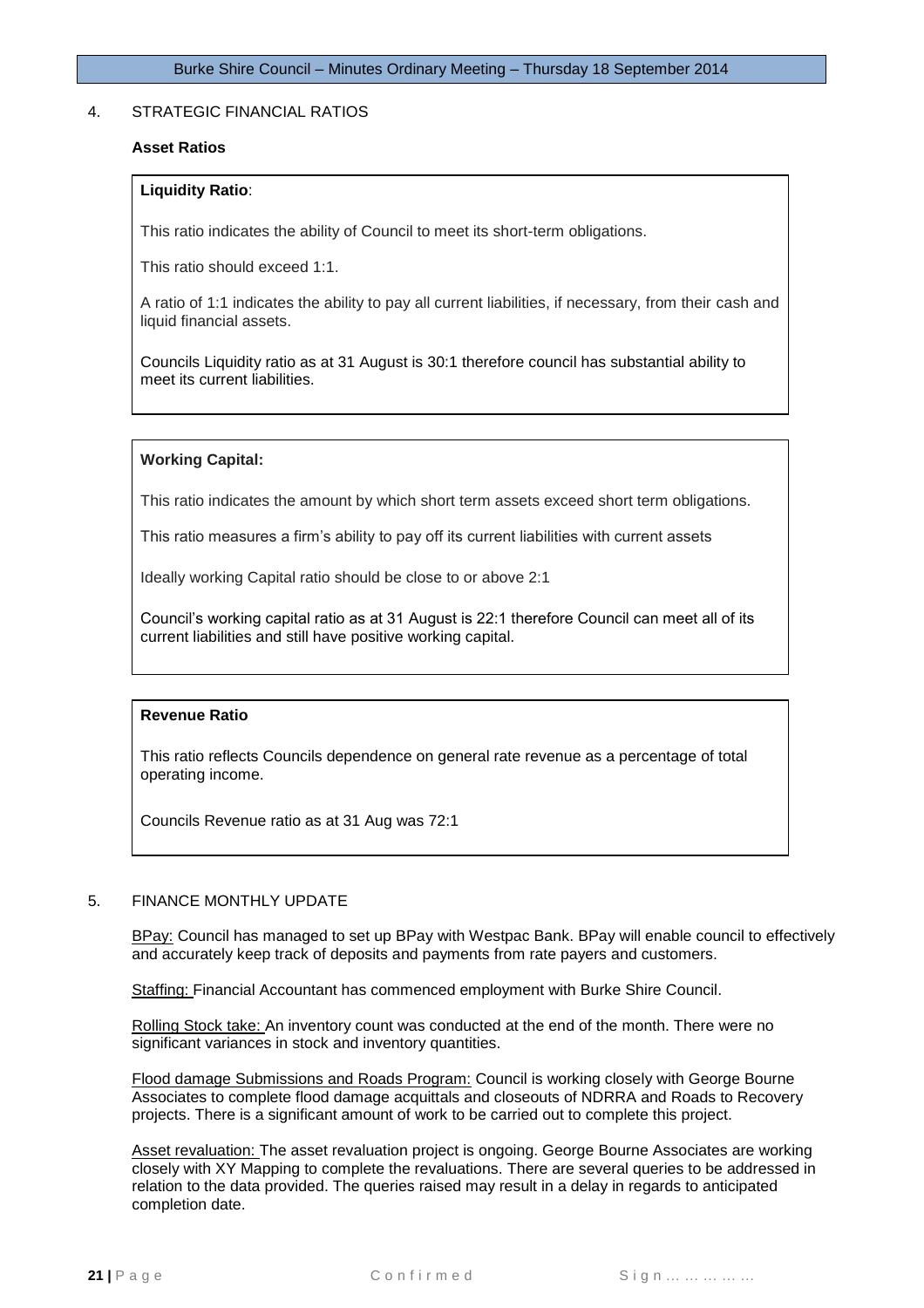## 4. STRATEGIC FINANCIAL RATIOS

### Asset Ratios

**Liquidity Ratio**:

This ratio indicates the ability of Council to meet its short-term obligations.

This ratio should exceed 1:1.

A ratio of 1:1 indicates the ability to pay all current liabilities, if necessary, from their cash and liquid financial assets.

Councils Liquidity ratio as at 31 August is 30:1 therefore council has substantial ability to meet its current liabilities.

**Working Capital:**

This ratio indicates the amount by which short term assets exceed short term obligations.

This ratio measures a firm's ability to pay off its current liabilities with current assets

Ideally working Capital ratio should be close to or above 2:1

Council's working capital ratio as at 31 August is 22:1 therefore Council can meet all of its current liabilities and still have positive working capital.

**Revenue Ratio**

This ratio reflects Councils dependence on general rate revenue as a percentage of total operating income.

Councils Revenue ratio as at 31 Aug was 72:1

## 5. FINANCE MONTHLY UPDATE

BPay: Council has managed to set up BPay with Westpac Bank. BPay will enable council to effectively and accurately keep track of deposits and payments from rate payers and customers.

Staffing: Financial Accountant has commenced employment with Burke Shire Council.

Rolling Stock take: An inventory count was conducted at the end of the month. There were no significant variances in stock and inventory quantities.

Flood damage Submissions and Roads Program: Council is working closely with George Bourne Associates to complete flood damage acquittals and closeouts of NDRRA and Roads to Recovery projects. There is a significant amount of work to be carried out to complete this project.

Asset revaluation: The asset revaluation project is ongoing. George Bourne Associates are working closely with XY Mapping to complete the revaluations. There are several queries to be addressed in relation to the data provided. The queries raised may result in a delay in regards to anticipated completion date.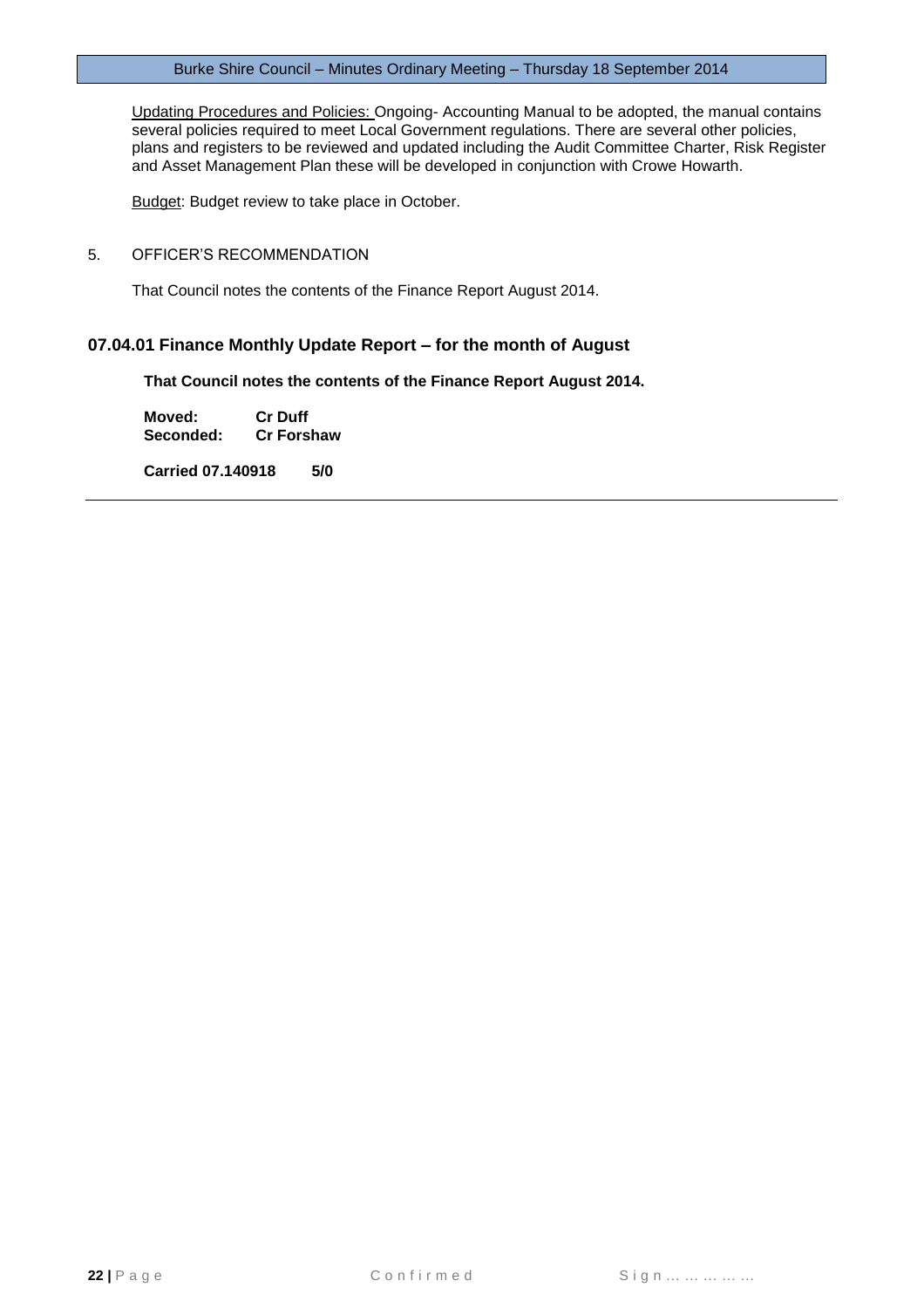Updating Procedures and Policies: Ongoing- Accounting Manual to be adopted, the manual contains several policies required to meet Local Government regulations. There are several other policies, plans and registers to be reviewed and updated including the Audit Committee Charter, Risk Register and Asset Management Plan these will be developed in conjunction with Crowe Howarth.

Budget: Budget review to take place in October.

5. OFFICER'S RECOMMENDATION

That Council notes the contents of the Finance Report August 2014.

### 07.04.01 Finance Monthly Update Report – for the month of August

**That Council notes the contents of the Finance Report August 2014.**

**Moved:** **Cr Duff**
**Seconded:** **Cr Forshaw**

**Carried 07.140918 5/0**

---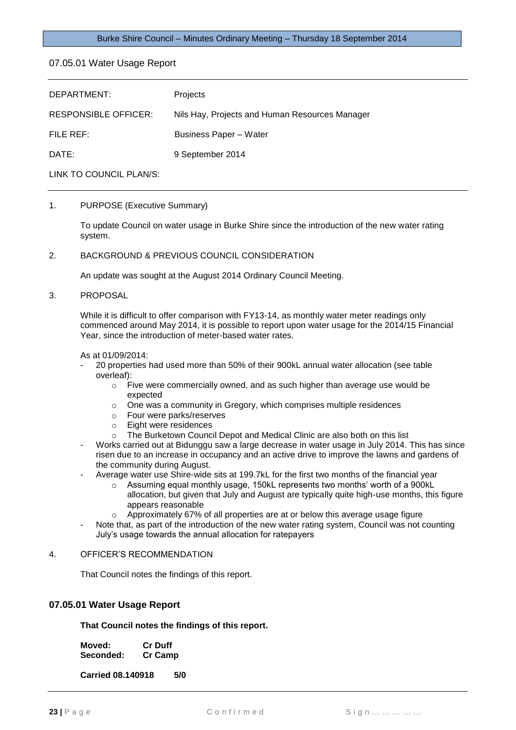## 07.05.01 Water Usage Report

| | |
|---|---|
| DEPARTMENT: | Projects |
| RESPONSIBLE OFFICER: | Nils Hay, Projects and Human Resources Manager |
| FILE REF: | Business Paper – Water |
| DATE: | 9 September 2014 |
| LINK TO COUNCIL PLAN/S: | |

1. PURPOSE (Executive Summary)

   To update Council on water usage in Burke Shire since the introduction of the new water rating system.

2. BACKGROUND & PREVIOUS COUNCIL CONSIDERATION

   An update was sought at the August 2014 Ordinary Council Meeting.

3. PROPOSAL

   While it is difficult to offer comparison with FY13-14, as monthly water meter readings only commenced around May 2014, it is possible to report upon water usage for the 2014/15 Financial Year, since the introduction of meter-based water rates.

   As at 01/09/2014:

   - 20 properties had used more than 50% of their 900kL annual water allocation (see table overleaf):
     - Five were commercially owned, and as such higher than average use would be expected
     - One was a community in Gregory, which comprises multiple residences
     - Four were parks/reserves
     - Eight were residences
     - The Burketown Council Depot and Medical Clinic are also both on this list
   - Works carried out at Bidunggu saw a large decrease in water usage in July 2014. This has since risen due to an increase in occupancy and an active drive to improve the lawns and gardens of the community during August.
   - Average water use Shire-wide sits at 199.7kL for the first two months of the financial year
     - Assuming equal monthly usage, 150kL represents two months' worth of a 900kL allocation, but given that July and August are typically quite high-use months, this figure appears reasonable
     - Approximately 67% of all properties are at or below this average usage figure
   - Note that, as part of the introduction of the new water rating system, Council was not counting July's usage towards the annual allocation for ratepayers

4. OFFICER'S RECOMMENDATION

   That Council notes the findings of this report.

### 07.05.01 Water Usage Report

**That Council notes the findings of this report.**

**Moved:** **Cr Duff**
**Seconded:** **Cr Camp**

**Carried 08.140918 5/0**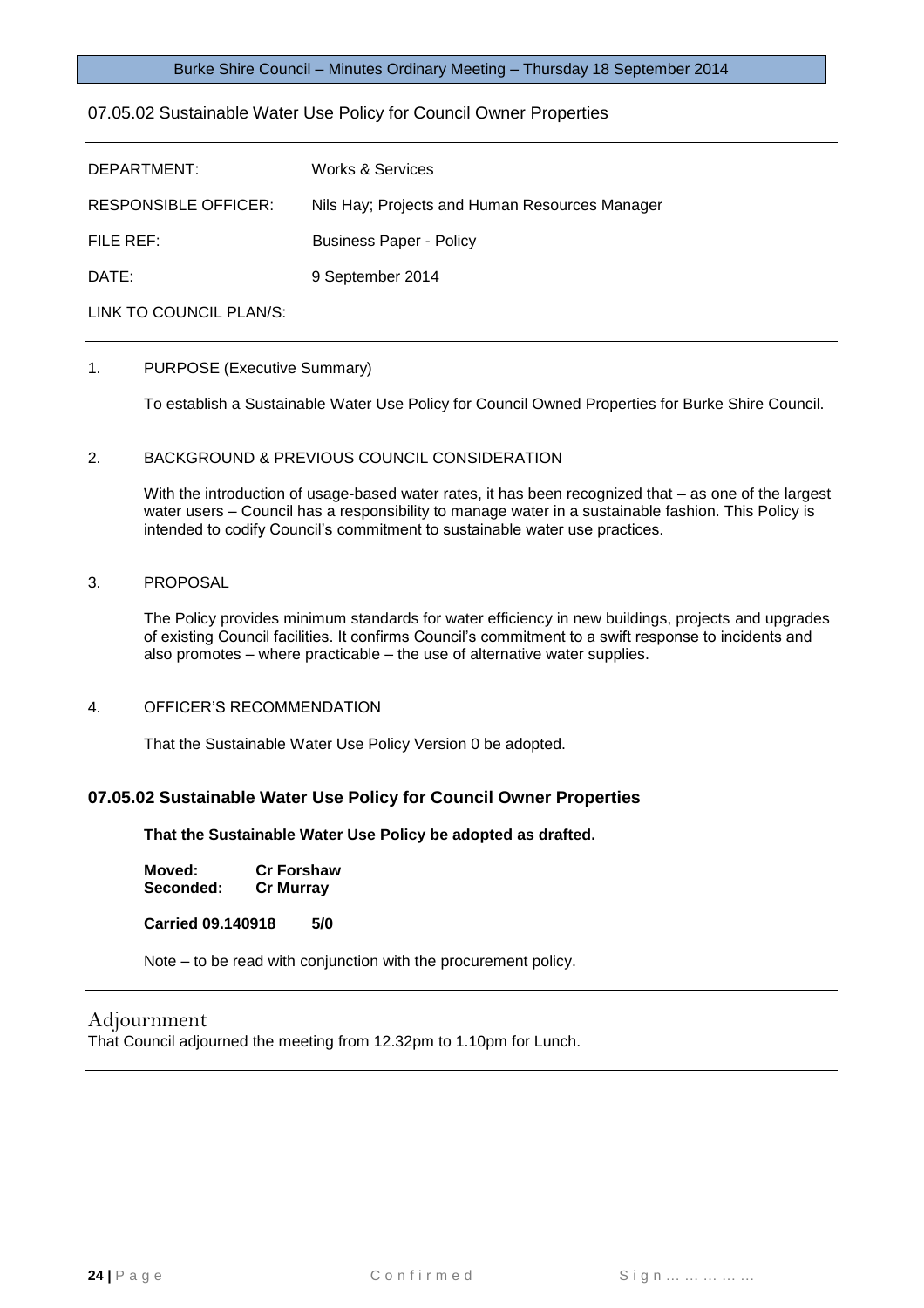## 07.05.02 Sustainable Water Use Policy for Council Owner Properties

| | |
|---|---|
| DEPARTMENT: | Works & Services |
| RESPONSIBLE OFFICER: | Nils Hay; Projects and Human Resources Manager |
| FILE REF: | Business Paper - Policy |
| DATE: | 9 September 2014 |
| LINK TO COUNCIL PLAN/S: | |

1. PURPOSE (Executive Summary)

   To establish a Sustainable Water Use Policy for Council Owned Properties for Burke Shire Council.

2. BACKGROUND & PREVIOUS COUNCIL CONSIDERATION

   With the introduction of usage-based water rates, it has been recognized that – as one of the largest water users – Council has a responsibility to manage water in a sustainable fashion. This Policy is intended to codify Council's commitment to sustainable water use practices.

3. PROPOSAL

   The Policy provides minimum standards for water efficiency in new buildings, projects and upgrades of existing Council facilities. It confirms Council's commitment to a swift response to incidents and also promotes – where practicable – the use of alternative water supplies.

4. OFFICER'S RECOMMENDATION

   That the Sustainable Water Use Policy Version 0 be adopted.

### 07.05.02 Sustainable Water Use Policy for Council Owner Properties

**That the Sustainable Water Use Policy be adopted as drafted.**

**Moved:** **Cr Forshaw**
**Seconded:** **Cr Murray**

**Carried 09.140918 5/0**

Note – to be read with conjunction with the procurement policy.

## Adjournment

That Council adjourned the meeting from 12.32pm to 1.10pm for Lunch.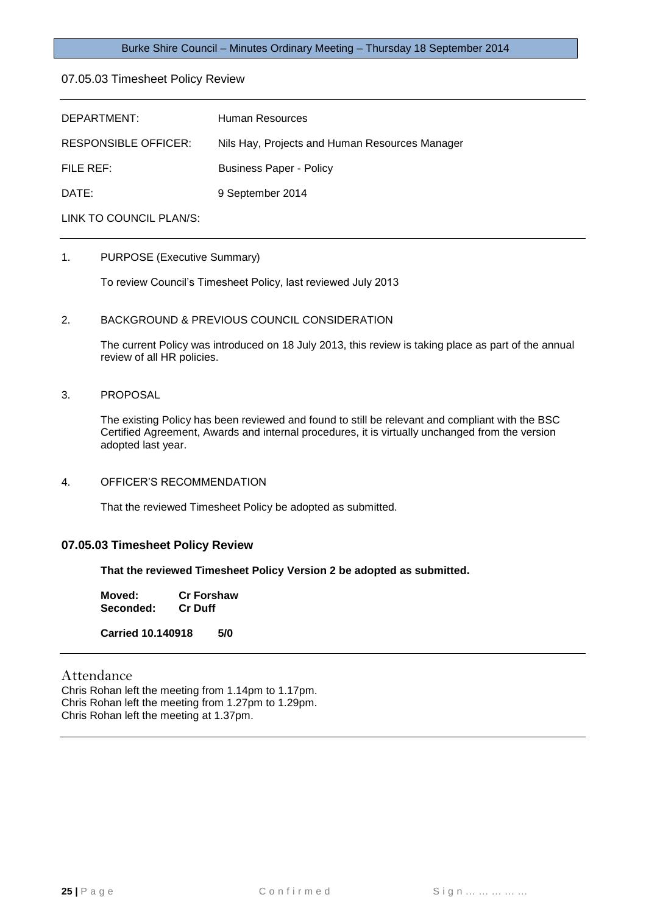## 07.05.03 Timesheet Policy Review

| | |
|---|---|
| DEPARTMENT: | Human Resources |
| RESPONSIBLE OFFICER: | Nils Hay, Projects and Human Resources Manager |
| FILE REF: | Business Paper - Policy |
| DATE: | 9 September 2014 |
| LINK TO COUNCIL PLAN/S: | |

1. PURPOSE (Executive Summary)

   To review Council's Timesheet Policy, last reviewed July 2013

2. BACKGROUND & PREVIOUS COUNCIL CONSIDERATION

   The current Policy was introduced on 18 July 2013, this review is taking place as part of the annual review of all HR policies.

3. PROPOSAL

   The existing Policy has been reviewed and found to still be relevant and compliant with the BSC Certified Agreement, Awards and internal procedures, it is virtually unchanged from the version adopted last year.

4. OFFICER'S RECOMMENDATION

   That the reviewed Timesheet Policy be adopted as submitted.

### 07.05.03 Timesheet Policy Review

**That the reviewed Timesheet Policy Version 2 be adopted as submitted.**

**Moved:** **Cr Forshaw**
**Seconded:** **Cr Duff**

**Carried 10.140918** **5/0**

## Attendance

Chris Rohan left the meeting from 1.14pm to 1.17pm.
Chris Rohan left the meeting from 1.27pm to 1.29pm.
Chris Rohan left the meeting at 1.37pm.

Confirmed Sign……………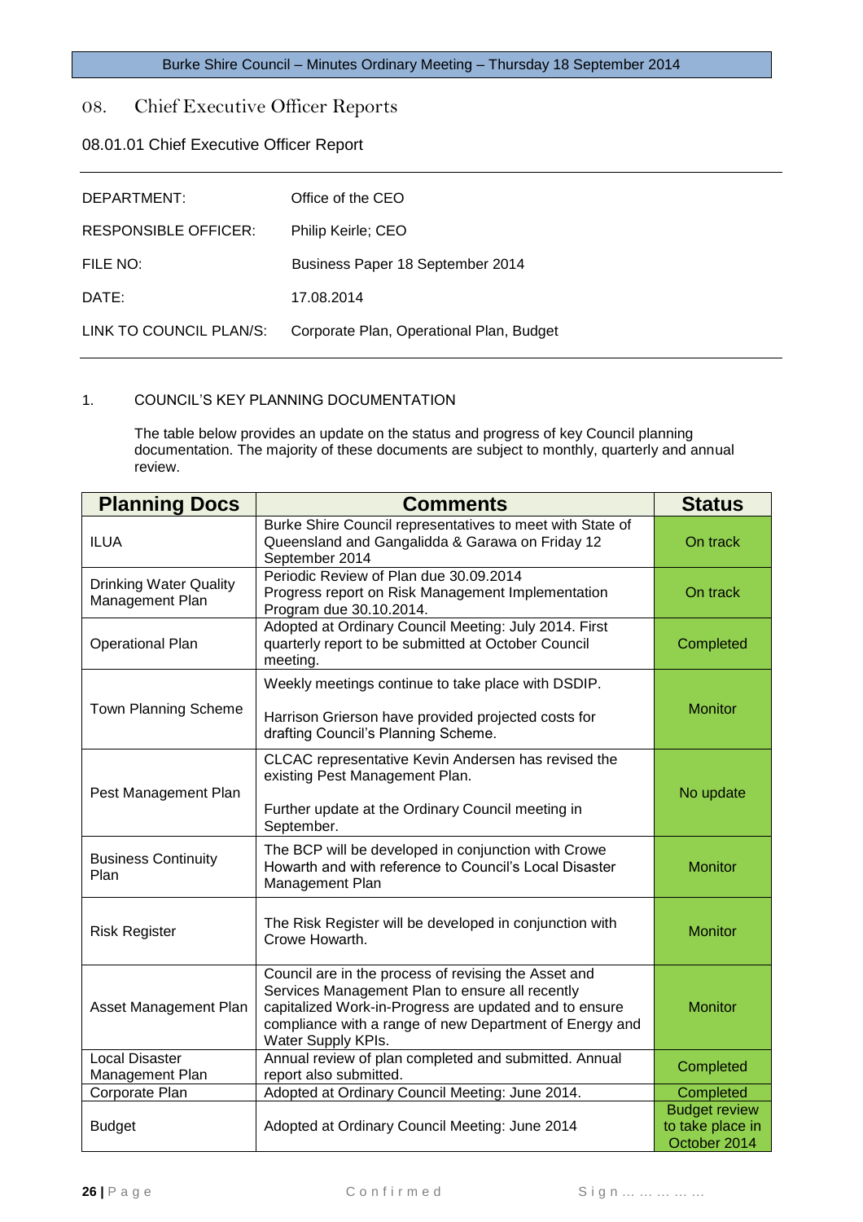## 08. Chief Executive Officer Reports

### 08.01.01 Chief Executive Officer Report

| | |
|---|---|
| DEPARTMENT: | Office of the CEO |
| RESPONSIBLE OFFICER: | Philip Keirle; CEO |
| FILE NO: | Business Paper 18 September 2014 |
| DATE: | 17.08.2014 |
| LINK TO COUNCIL PLAN/S: | Corporate Plan, Operational Plan, Budget |

1. COUNCIL'S KEY PLANNING DOCUMENTATION

   The table below provides an update on the status and progress of key Council planning documentation. The majority of these documents are subject to monthly, quarterly and annual review.

| Planning Docs | Comments | Status |
|---|---|---|
| ILUA | Burke Shire Council representatives to meet with State of Queensland and Gangalidda & Garawa on Friday 12 September 2014 | On track |
| Drinking Water Quality Management Plan | Periodic Review of Plan due 30.09.2014<br>Progress report on Risk Management Implementation Program due 30.10.2014. | On track |
| Operational Plan | Adopted at Ordinary Council Meeting: July 2014. First quarterly report to be submitted at October Council meeting. | Completed |
| Town Planning Scheme | Weekly meetings continue to take place with DSDIP.<br><br>Harrison Grierson have provided projected costs for drafting Council's Planning Scheme. | Monitor |
| Pest Management Plan | CLCAC representative Kevin Andersen has revised the existing Pest Management Plan.<br><br>Further update at the Ordinary Council meeting in September. | No update |
| Business Continuity Plan | The BCP will be developed in conjunction with Crowe Howarth and with reference to Council's Local Disaster Management Plan | Monitor |
| Risk Register | The Risk Register will be developed in conjunction with Crowe Howarth. | Monitor |
| Asset Management Plan | Council are in the process of revising the Asset and Services Management Plan to ensure all recently capitalized Work-in-Progress are updated and to ensure compliance with a range of new Department of Energy and Water Supply KPIs. | Monitor |
| Local Disaster Management Plan | Annual review of plan completed and submitted. Annual report also submitted. | Completed |
| Corporate Plan | Adopted at Ordinary Council Meeting: June 2014. | Completed |
| Budget | Adopted at Ordinary Council Meeting: June 2014 | Budget review to take place in October 2014 |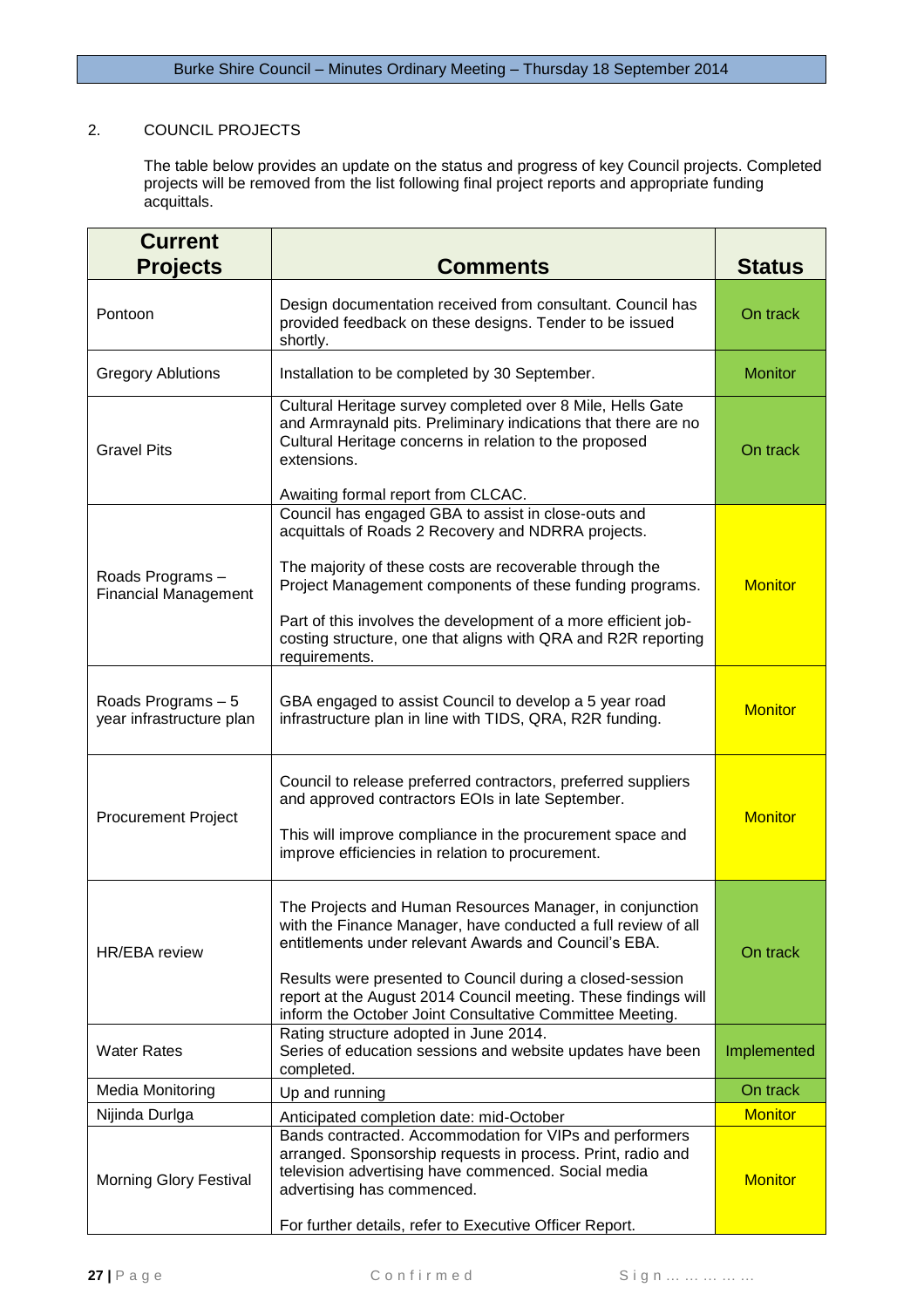## 2. COUNCIL PROJECTS

The table below provides an update on the status and progress of key Council projects. Completed projects will be removed from the list following final project reports and appropriate funding acquittals.

| Current Projects | Comments | Status |
|---|---|---|
| Pontoon | Design documentation received from consultant. Council has provided feedback on these designs. Tender to be issued shortly. | On track |
| Gregory Ablutions | Installation to be completed by 30 September. | Monitor |
| Gravel Pits | Cultural Heritage survey completed over 8 Mile, Hells Gate and Armraynald pits. Preliminary indications that there are no Cultural Heritage concerns in relation to the proposed extensions.<br><br>Awaiting formal report from CLCAC. | On track |
| Roads Programs – Financial Management | Council has engaged GBA to assist in close-outs and acquittals of Roads 2 Recovery and NDRRA projects.<br><br>The majority of these costs are recoverable through the Project Management components of these funding programs.<br><br>Part of this involves the development of a more efficient job-costing structure, one that aligns with QRA and R2R reporting requirements. | Monitor |
| Roads Programs – 5 year infrastructure plan | GBA engaged to assist Council to develop a 5 year road infrastructure plan in line with TIDS, QRA, R2R funding. | Monitor |
| Procurement Project | Council to release preferred contractors, preferred suppliers and approved contractors EOIs in late September.<br><br>This will improve compliance in the procurement space and improve efficiencies in relation to procurement. | Monitor |
| HR/EBA review | The Projects and Human Resources Manager, in conjunction with the Finance Manager, have conducted a full review of all entitlements under relevant Awards and Council's EBA.<br><br>Results were presented to Council during a closed-session report at the August 2014 Council meeting. These findings will inform the October Joint Consultative Committee Meeting. | On track |
| Water Rates | Rating structure adopted in June 2014.<br>Series of education sessions and website updates have been completed. | Implemented |
| Media Monitoring | Up and running | On track |
| Nijinda Durlga | Anticipated completion date: mid-October | Monitor |
| Morning Glory Festival | Bands contracted. Accommodation for VIPs and performers arranged. Sponsorship requests in process. Print, radio and television advertising have commenced. Social media advertising has commenced.<br><br>For further details, refer to Executive Officer Report. | Monitor |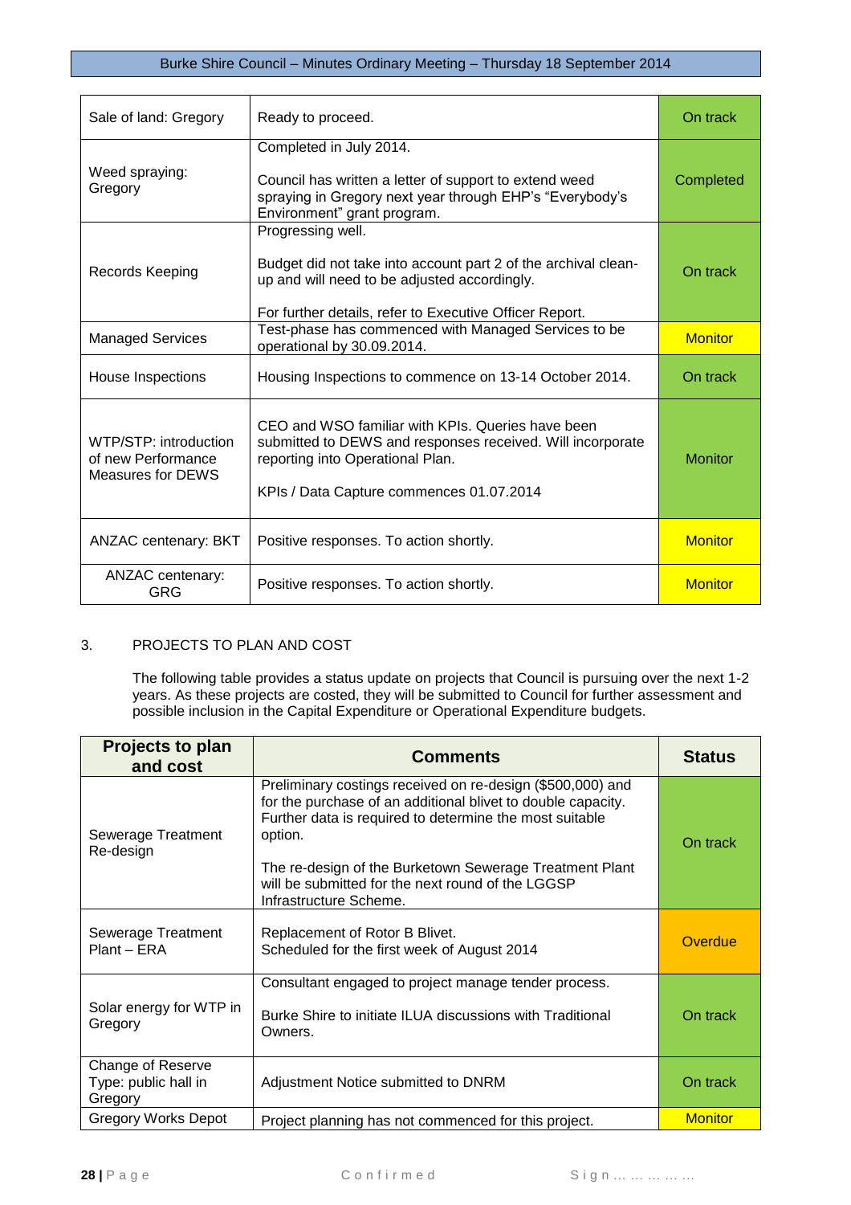| | | |
|---|---|---|
| Sale of land: Gregory | Ready to proceed. | On track |
| Weed spraying: Gregory | Completed in July 2014.<br><br>Council has written a letter of support to extend weed spraying in Gregory next year through EHP's "Everybody's Environment" grant program. | Completed |
| Records Keeping | Progressing well.<br><br>Budget did not take into account part 2 of the archival clean-up and will need to be adjusted accordingly.<br><br>For further details, refer to Executive Officer Report. | On track |
| Managed Services | Test-phase has commenced with Managed Services to be operational by 30.09.2014. | Monitor |
| House Inspections | Housing Inspections to commence on 13-14 October 2014. | On track |
| WTP/STP: introduction of new Performance Measures for DEWS | CEO and WSO familiar with KPIs. Queries have been submitted to DEWS and responses received. Will incorporate reporting into Operational Plan.<br><br>KPIs / Data Capture commences 01.07.2014 | Monitor |
| ANZAC centenary: BKT | Positive responses. To action shortly. | Monitor |
| ANZAC centenary: GRG | Positive responses. To action shortly. | Monitor |

3. PROJECTS TO PLAN AND COST

The following table provides a status update on projects that Council is pursuing over the next 1-2 years. As these projects are costed, they will be submitted to Council for further assessment and possible inclusion in the Capital Expenditure or Operational Expenditure budgets.

| Projects to plan and cost | Comments | Status |
|---|---|---|
| Sewerage Treatment Re-design | Preliminary costings received on re-design ($500,000) and for the purchase of an additional blivet to double capacity. Further data is required to determine the most suitable option.<br><br>The re-design of the Burketown Sewerage Treatment Plant will be submitted for the next round of the LGGSP Infrastructure Scheme. | On track |
| Sewerage Treatment Plant – ERA | Replacement of Rotor B Blivet.<br>Scheduled for the first week of August 2014 | Overdue |
| Solar energy for WTP in Gregory | Consultant engaged to project manage tender process.<br><br>Burke Shire to initiate ILUA discussions with Traditional Owners. | On track |
| Change of Reserve Type: public hall in Gregory | Adjustment Notice submitted to DNRM | On track |
| Gregory Works Depot | Project planning has not commenced for this project. | Monitor |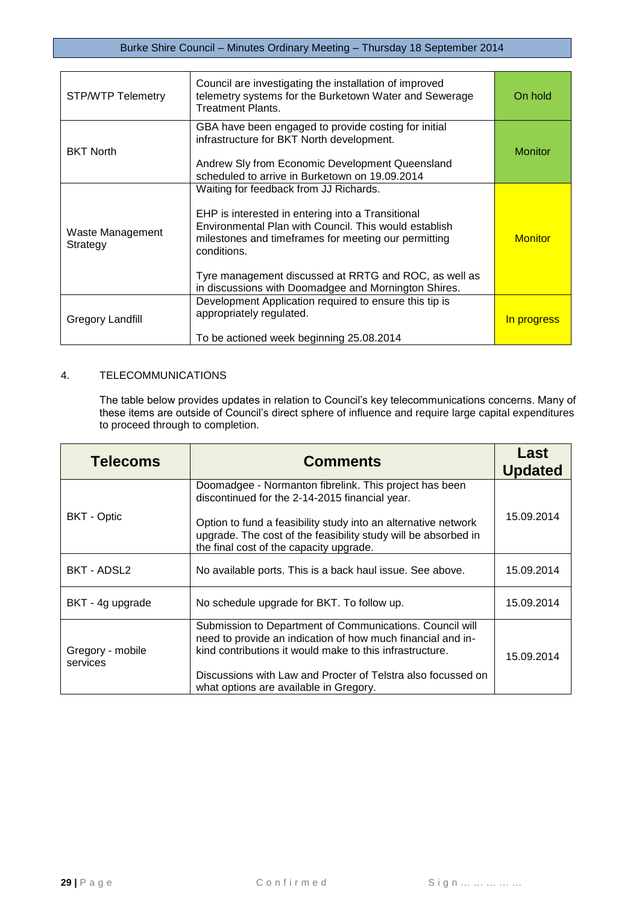| | | |
|---|---|---|
| STP/WTP Telemetry | Council are investigating the installation of improved telemetry systems for the Burketown Water and Sewerage Treatment Plants. | On hold |
| BKT North | GBA have been engaged to provide costing for initial infrastructure for BKT North development.<br><br>Andrew Sly from Economic Development Queensland scheduled to arrive in Burketown on 19.09.2014 | Monitor |
| Waste Management Strategy | Waiting for feedback from JJ Richards.<br><br>EHP is interested in entering into a Transitional Environmental Plan with Council. This would establish milestones and timeframes for meeting our permitting conditions.<br><br>Tyre management discussed at RRTG and ROC, as well as in discussions with Doomadgee and Mornington Shires. | Monitor |
| Gregory Landfill | Development Application required to ensure this tip is appropriately regulated.<br><br>To be actioned week beginning 25.08.2014 | In progress |

4. TELECOMMUNICATIONS

The table below provides updates in relation to Council's key telecommunications concerns. Many of these items are outside of Council's direct sphere of influence and require large capital expenditures to proceed through to completion.

| Telecoms | Comments | Last Updated |
|---|---|---|
| BKT - Optic | Doomadgee - Normanton fibrelink. This project has been discontinued for the 2-14-2015 financial year.<br><br>Option to fund a feasibility study into an alternative network upgrade. The cost of the feasibility study will be absorbed in the final cost of the capacity upgrade. | 15.09.2014 |
| BKT - ADSL2 | No available ports. This is a back haul issue. See above. | 15.09.2014 |
| BKT - 4g upgrade | No schedule upgrade for BKT. To follow up. | 15.09.2014 |
| Gregory - mobile services | Submission to Department of Communications. Council will need to provide an indication of how much financial and in-kind contributions it would make to this infrastructure.<br><br>Discussions with Law and Procter of Telstra also focussed on what options are available in Gregory. | 15.09.2014 |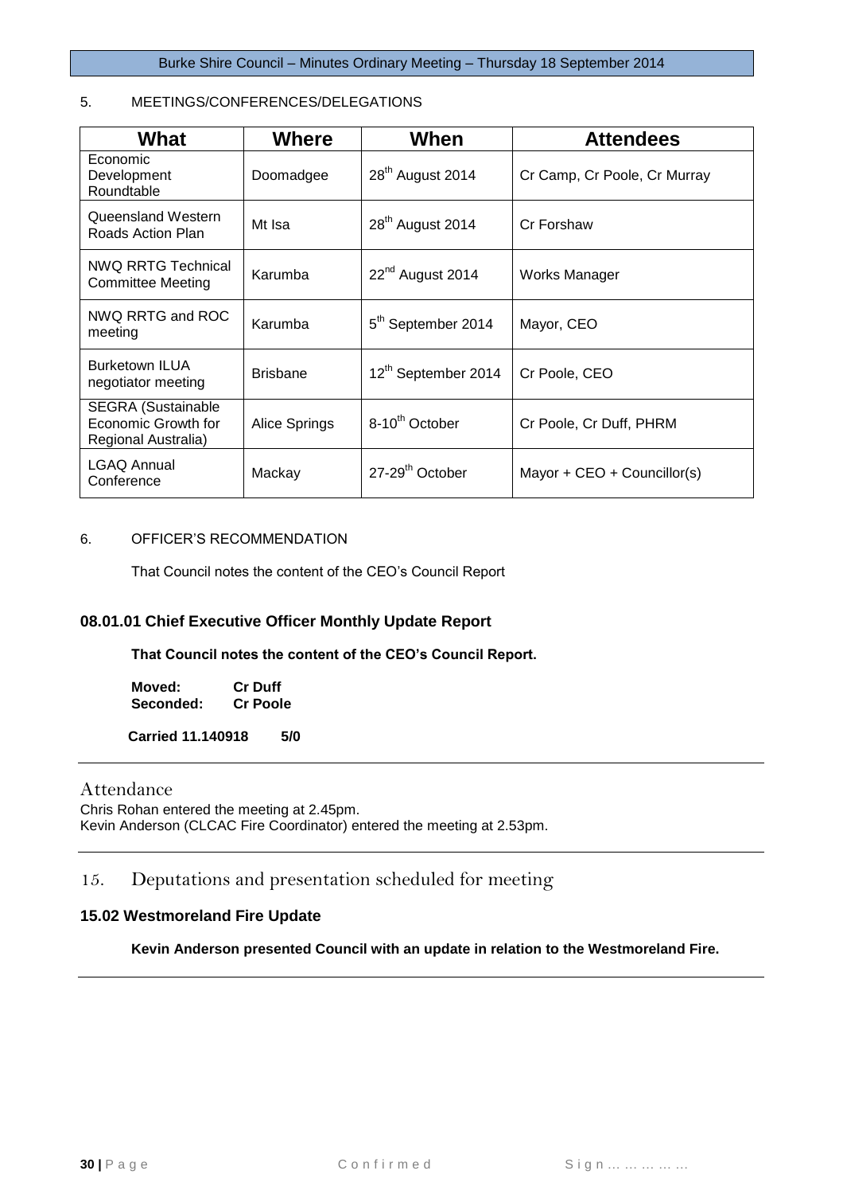5. MEETINGS/CONFERENCES/DELEGATIONS

| What | Where | When | Attendees |
|---|---|---|---|
| Economic Development Roundtable | Doomadgee | 28th August 2014 | Cr Camp, Cr Poole, Cr Murray |
| Queensland Western Roads Action Plan | Mt Isa | 28th August 2014 | Cr Forshaw |
| NWQ RRTG Technical Committee Meeting | Karumba | 22nd August 2014 | Works Manager |
| NWQ RRTG and ROC meeting | Karumba | 5th September 2014 | Mayor, CEO |
| Burketown ILUA negotiator meeting | Brisbane | 12th September 2014 | Cr Poole, CEO |
| SEGRA (Sustainable Economic Growth for Regional Australia) | Alice Springs | 8-10th October | Cr Poole, Cr Duff, PHRM |
| LGAQ Annual Conference | Mackay | 27-29th October | Mayor + CEO + Councillor(s) |

6. OFFICER'S RECOMMENDATION

That Council notes the content of the CEO's Council Report

### 08.01.01 Chief Executive Officer Monthly Update Report

**That Council notes the content of the CEO's Council Report.**

**Moved: Cr Duff**
**Seconded: Cr Poole**

**Carried 11.140918 5/0**

---

## Attendance

Chris Rohan entered the meeting at 2.45pm.
Kevin Anderson (CLCAC Fire Coordinator) entered the meeting at 2.53pm.

---

## 15. Deputations and presentation scheduled for meeting

### 15.02 Westmoreland Fire Update

**Kevin Anderson presented Council with an update in relation to the Westmoreland Fire.**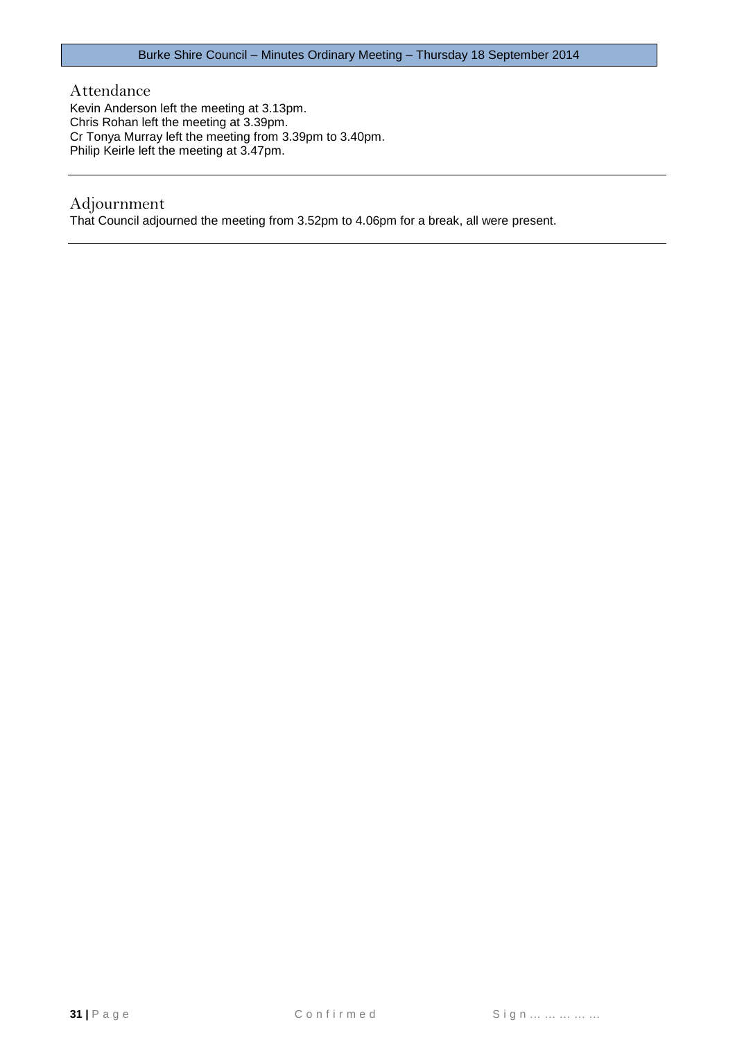## Attendance

Kevin Anderson left the meeting at 3.13pm.
Chris Rohan left the meeting at 3.39pm.
Cr Tonya Murray left the meeting from 3.39pm to 3.40pm.
Philip Keirle left the meeting at 3.47pm.

---

## Adjournment

That Council adjourned the meeting from 3.52pm to 4.06pm for a break, all were present.

---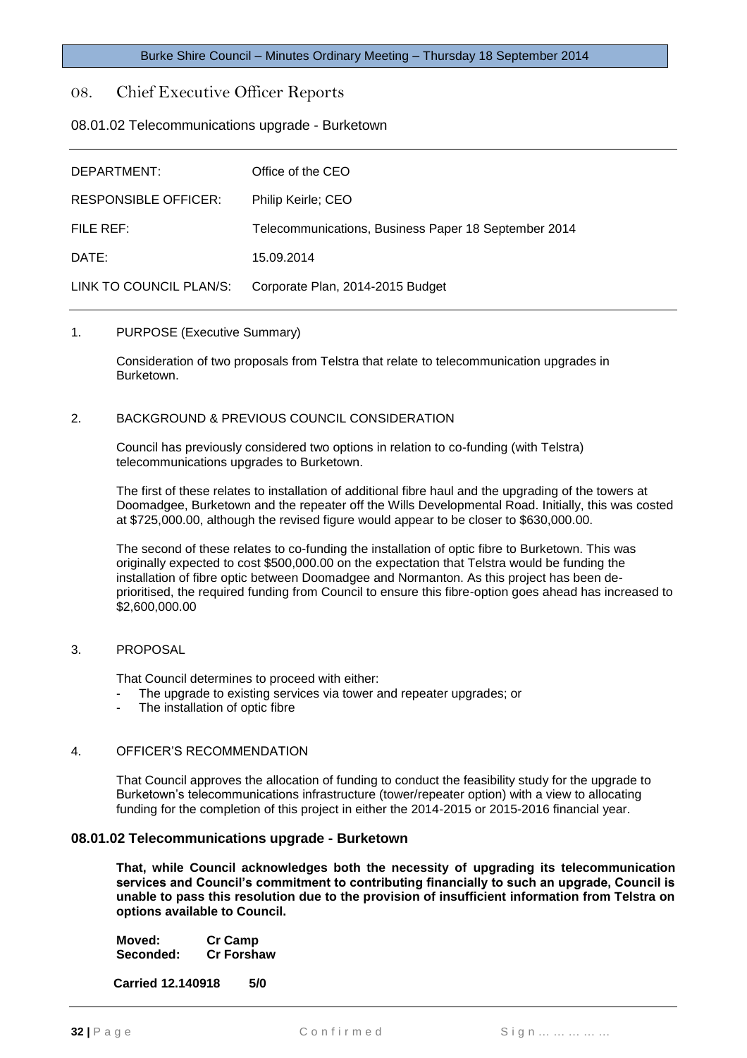## 08. Chief Executive Officer Reports

### 08.01.02 Telecommunications upgrade - Burketown

| | |
|---|---|
| DEPARTMENT: | Office of the CEO |
| RESPONSIBLE OFFICER: | Philip Keirle; CEO |
| FILE REF: | Telecommunications, Business Paper 18 September 2014 |
| DATE: | 15.09.2014 |
| LINK TO COUNCIL PLAN/S: | Corporate Plan, 2014-2015 Budget |

1. PURPOSE (Executive Summary)

Consideration of two proposals from Telstra that relate to telecommunication upgrades in Burketown.

2. BACKGROUND & PREVIOUS COUNCIL CONSIDERATION

Council has previously considered two options in relation to co-funding (with Telstra) telecommunications upgrades to Burketown.

The first of these relates to installation of additional fibre haul and the upgrading of the towers at Doomadgee, Burketown and the repeater off the Wills Developmental Road. Initially, this was costed at $725,000.00, although the revised figure would appear to be closer to $630,000.00.

The second of these relates to co-funding the installation of optic fibre to Burketown. This was originally expected to cost $500,000.00 on the expectation that Telstra would be funding the installation of fibre optic between Doomadgee and Normanton. As this project has been de-prioritised, the required funding from Council to ensure this fibre-option goes ahead has increased to $2,600,000.00

3. PROPOSAL

That Council determines to proceed with either:

- The upgrade to existing services via tower and repeater upgrades; or
- The installation of optic fibre

4. OFFICER'S RECOMMENDATION

That Council approves the allocation of funding to conduct the feasibility study for the upgrade to Burketown's telecommunications infrastructure (tower/repeater option) with a view to allocating funding for the completion of this project in either the 2014-2015 or 2015-2016 financial year.

### 08.01.02 Telecommunications upgrade - Burketown

**That, while Council acknowledges both the necessity of upgrading its telecommunication services and Council's commitment to contributing financially to such an upgrade, Council is unable to pass this resolution due to the provision of insufficient information from Telstra on options available to Council.**

**Moved: Cr Camp**
**Seconded: Cr Forshaw**

**Carried 12.140918 5/0**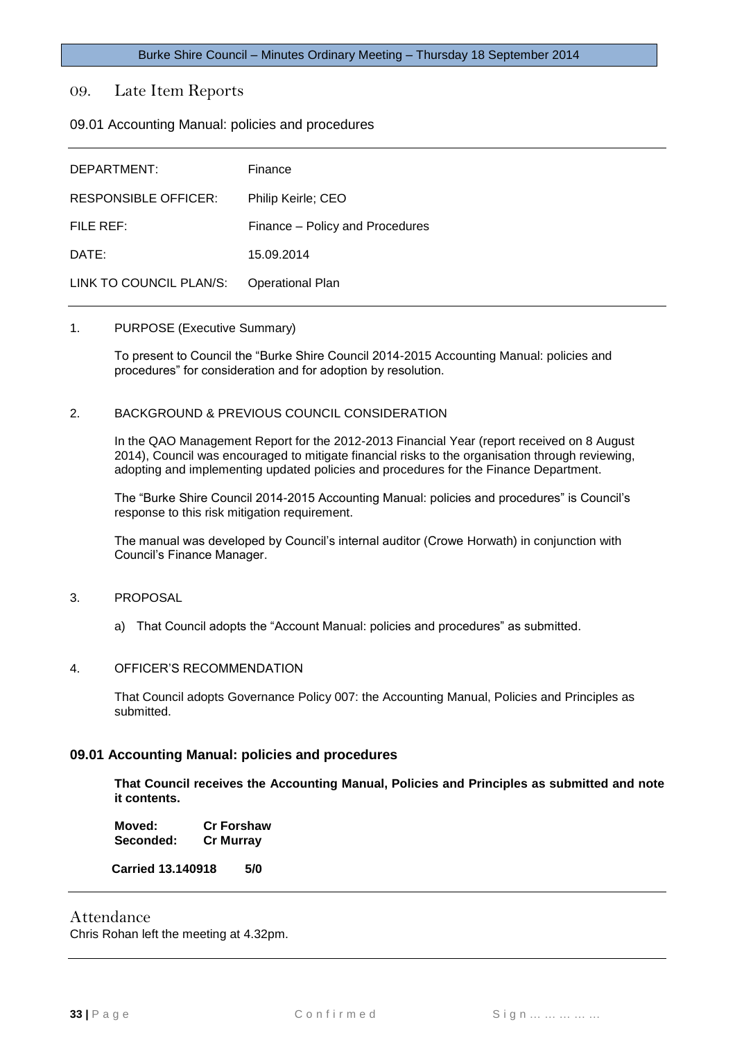## 09. Late Item Reports

### 09.01 Accounting Manual: policies and procedures

| | |
|---|---|
| DEPARTMENT: | Finance |
| RESPONSIBLE OFFICER: | Philip Keirle; CEO |
| FILE REF: | Finance – Policy and Procedures |
| DATE: | 15.09.2014 |
| LINK TO COUNCIL PLAN/S: | Operational Plan |

1. PURPOSE (Executive Summary)

   To present to Council the "Burke Shire Council 2014-2015 Accounting Manual: policies and procedures" for consideration and for adoption by resolution.

2. BACKGROUND & PREVIOUS COUNCIL CONSIDERATION

   In the QAO Management Report for the 2012-2013 Financial Year (report received on 8 August 2014), Council was encouraged to mitigate financial risks to the organisation through reviewing, adopting and implementing updated policies and procedures for the Finance Department.

   The "Burke Shire Council 2014-2015 Accounting Manual: policies and procedures" is Council's response to this risk mitigation requirement.

   The manual was developed by Council's internal auditor (Crowe Horwath) in conjunction with Council's Finance Manager.

3. PROPOSAL

   a) That Council adopts the "Account Manual: policies and procedures" as submitted.

4. OFFICER'S RECOMMENDATION

   That Council adopts Governance Policy 007: the Accounting Manual, Policies and Principles as submitted.

---

**09.01 Accounting Manual: policies and procedures**

**That Council receives the Accounting Manual, Policies and Principles as submitted and note it contents.**

**Moved:** **Cr Forshaw**
**Seconded:** **Cr Murray**

**Carried 13.140918 5/0**

---

## Attendance

Chris Rohan left the meeting at 4.32pm.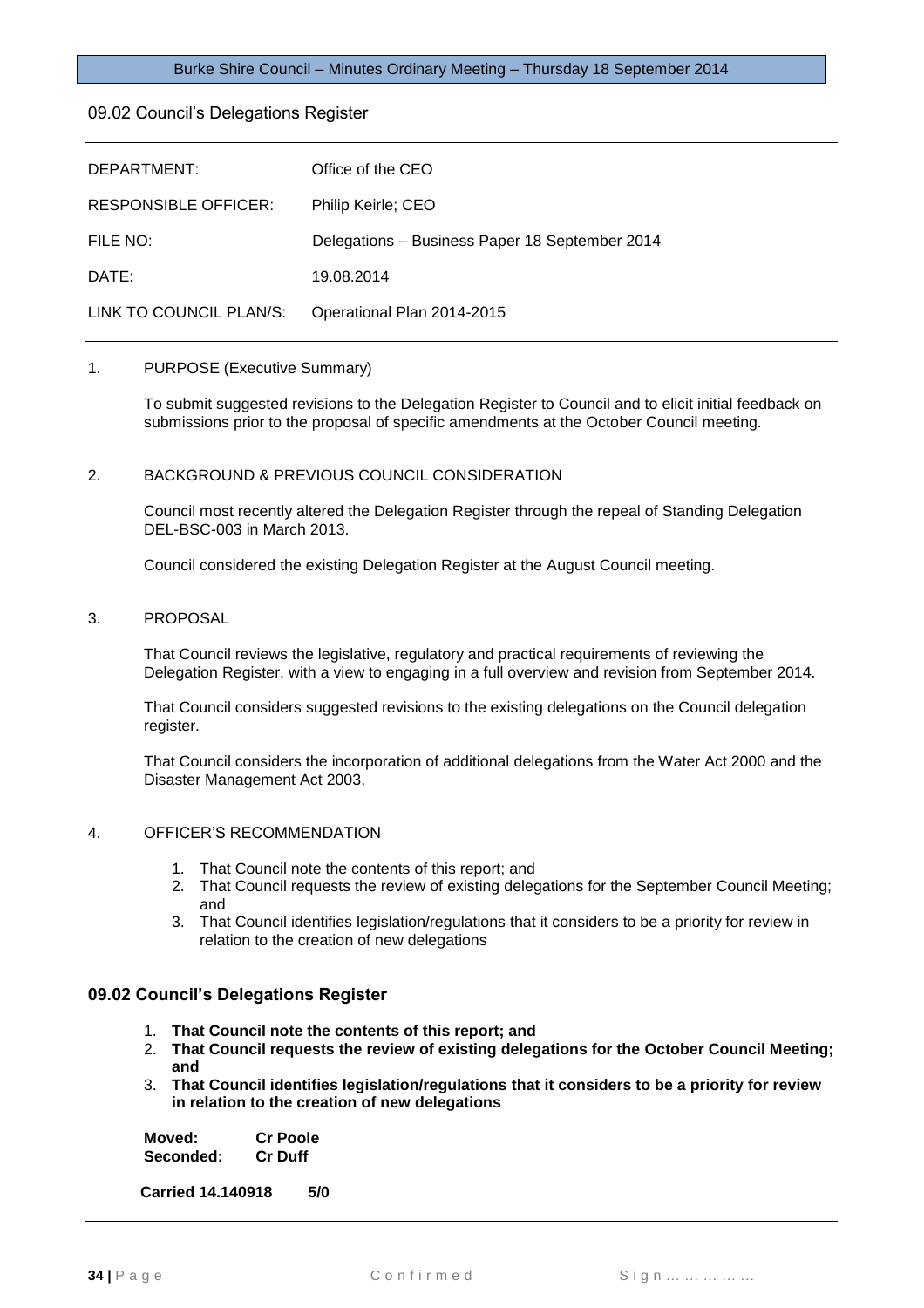## 09.02 Council's Delegations Register

| | |
|---|---|
| DEPARTMENT: | Office of the CEO |
| RESPONSIBLE OFFICER: | Philip Keirle; CEO |
| FILE NO: | Delegations – Business Paper 18 September 2014 |
| DATE: | 19.08.2014 |
| LINK TO COUNCIL PLAN/S: | Operational Plan 2014-2015 |

1. PURPOSE (Executive Summary)

   To submit suggested revisions to the Delegation Register to Council and to elicit initial feedback on submissions prior to the proposal of specific amendments at the October Council meeting.

2. BACKGROUND & PREVIOUS COUNCIL CONSIDERATION

   Council most recently altered the Delegation Register through the repeal of Standing Delegation DEL-BSC-003 in March 2013.

   Council considered the existing Delegation Register at the August Council meeting.

3. PROPOSAL

   That Council reviews the legislative, regulatory and practical requirements of reviewing the Delegation Register, with a view to engaging in a full overview and revision from September 2014.

   That Council considers suggested revisions to the existing delegations on the Council delegation register.

   That Council considers the incorporation of additional delegations from the Water Act 2000 and the Disaster Management Act 2003.

4. OFFICER'S RECOMMENDATION

   1. That Council note the contents of this report; and
   2. That Council requests the review of existing delegations for the September Council Meeting; and
   3. That Council identifies legislation/regulations that it considers to be a priority for review in relation to the creation of new delegations

### 09.02 Council's Delegations Register

1. **That Council note the contents of this report; and**
2. **That Council requests the review of existing delegations for the October Council Meeting; and**
3. **That Council identifies legislation/regulations that it considers to be a priority for review in relation to the creation of new delegations**

**Moved: Cr Poole**
**Seconded: Cr Duff**

**Carried 14.140918 5/0**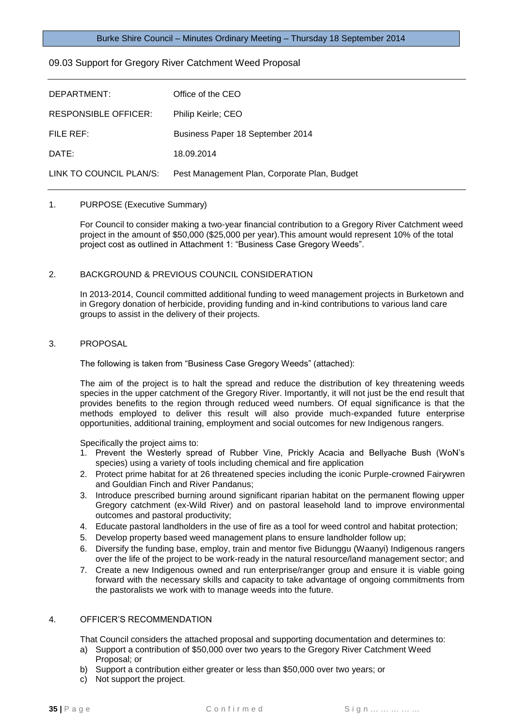## 09.03 Support for Gregory River Catchment Weed Proposal

| | |
|---|---|
| DEPARTMENT: | Office of the CEO |
| RESPONSIBLE OFFICER: | Philip Keirle; CEO |
| FILE REF: | Business Paper 18 September 2014 |
| DATE: | 18.09.2014 |
| LINK TO COUNCIL PLAN/S: | Pest Management Plan, Corporate Plan, Budget |

1. PURPOSE (Executive Summary)

For Council to consider making a two-year financial contribution to a Gregory River Catchment weed project in the amount of $50,000 ($25,000 per year).This amount would represent 10% of the total project cost as outlined in Attachment 1: "Business Case Gregory Weeds".

2. BACKGROUND & PREVIOUS COUNCIL CONSIDERATION

In 2013-2014, Council committed additional funding to weed management projects in Burketown and in Gregory donation of herbicide, providing funding and in-kind contributions to various land care groups to assist in the delivery of their projects.

3. PROPOSAL

The following is taken from "Business Case Gregory Weeds" (attached):

The aim of the project is to halt the spread and reduce the distribution of key threatening weeds species in the upper catchment of the Gregory River. Importantly, it will not just be the end result that provides benefits to the region through reduced weed numbers. Of equal significance is that the methods employed to deliver this result will also provide much-expanded future enterprise opportunities, additional training, employment and social outcomes for new Indigenous rangers.

Specifically the project aims to:

1. Prevent the Westerly spread of Rubber Vine, Prickly Acacia and Bellyache Bush (WoN's species) using a variety of tools including chemical and fire application
2. Protect prime habitat for at 26 threatened species including the iconic Purple-crowned Fairywren and Gouldian Finch and River Pandanus;
3. Introduce prescribed burning around significant riparian habitat on the permanent flowing upper Gregory catchment (ex-Wild River) and on pastoral leasehold land to improve environmental outcomes and pastoral productivity;
4. Educate pastoral landholders in the use of fire as a tool for weed control and habitat protection;
5. Develop property based weed management plans to ensure landholder follow up;
6. Diversify the funding base, employ, train and mentor five Bidunggu (Waanyi) Indigenous rangers over the life of the project to be work-ready in the natural resource/land management sector; and
7. Create a new Indigenous owned and run enterprise/ranger group and ensure it is viable going forward with the necessary skills and capacity to take advantage of ongoing commitments from the pastoralists we work with to manage weeds into the future.

4. OFFICER'S RECOMMENDATION

That Council considers the attached proposal and supporting documentation and determines to:

a) Support a contribution of $50,000 over two years to the Gregory River Catchment Weed Proposal; or
b) Support a contribution either greater or less than $50,000 over two years; or
c) Not support the project.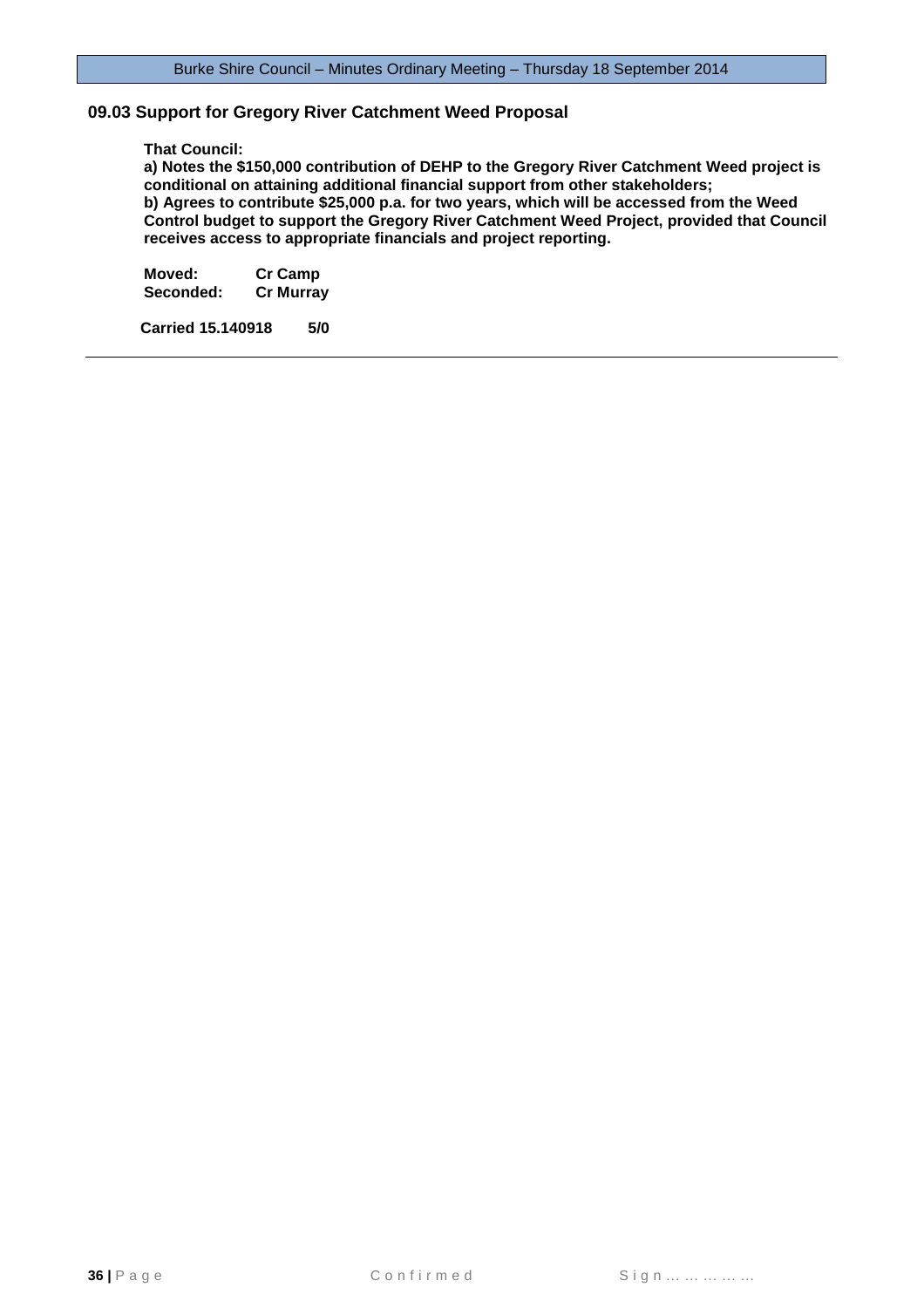### 09.03 Support for Gregory River Catchment Weed Proposal

**That Council:**

**a) Notes the $150,000 contribution of DEHP to the Gregory River Catchment Weed project is conditional on attaining additional financial support from other stakeholders;**

**b) Agrees to contribute $25,000 p.a. for two years, which will be accessed from the Weed Control budget to support the Gregory River Catchment Weed Project, provided that Council receives access to appropriate financials and project reporting.**

**Moved:** **Cr Camp**
**Seconded:** **Cr Murray**

**Carried 15.140918 5/0**

---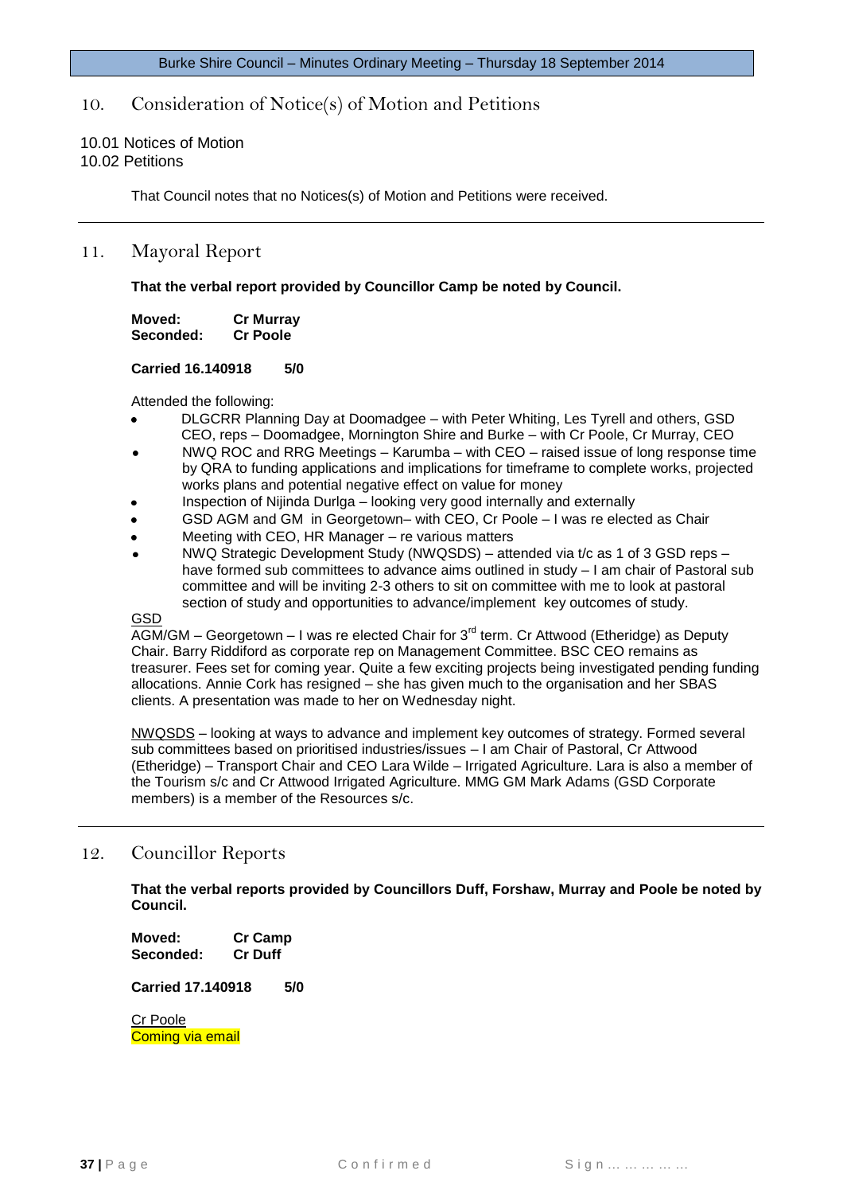## 10. Consideration of Notice(s) of Motion and Petitions

10.01 Notices of Motion
10.02 Petitions

That Council notes that no Notices(s) of Motion and Petitions were received.

## 11. Mayoral Report

**That the verbal report provided by Councillor Camp be noted by Council.**

**Moved:** **Cr Murray**
**Seconded:** **Cr Poole**

**Carried 16.140918 5/0**

Attended the following:

- DLGCRR Planning Day at Doomadgee – with Peter Whiting, Les Tyrell and others, GSD CEO, reps – Doomadgee, Mornington Shire and Burke – with Cr Poole, Cr Murray, CEO
- NWQ ROC and RRG Meetings – Karumba – with CEO – raised issue of long response time by QRA to funding applications and implications for timeframe to complete works, projected works plans and potential negative effect on value for money
- Inspection of Nijinda Durlga – looking very good internally and externally
- GSD AGM and GM in Georgetown– with CEO, Cr Poole – I was re elected as Chair
- Meeting with CEO, HR Manager – re various matters
- NWQ Strategic Development Study (NWQSDS) – attended via t/c as 1 of 3 GSD reps – have formed sub committees to advance aims outlined in study – I am chair of Pastoral sub committee and will be inviting 2-3 others to sit on committee with me to look at pastoral section of study and opportunities to advance/implement key outcomes of study.

GSD
AGM/GM – Georgetown – I was re elected Chair for 3rd term. Cr Attwood (Etheridge) as Deputy Chair. Barry Riddiford as corporate rep on Management Committee. BSC CEO remains as treasurer. Fees set for coming year. Quite a few exciting projects being investigated pending funding allocations. Annie Cork has resigned – she has given much to the organisation and her SBAS clients. A presentation was made to her on Wednesday night.

NWQSDS – looking at ways to advance and implement key outcomes of strategy. Formed several sub committees based on prioritised industries/issues – I am Chair of Pastoral, Cr Attwood (Etheridge) – Transport Chair and CEO Lara Wilde – Irrigated Agriculture. Lara is also a member of the Tourism s/c and Cr Attwood Irrigated Agriculture. MMG GM Mark Adams (GSD Corporate members) is a member of the Resources s/c.

## 12. Councillor Reports

**That the verbal reports provided by Councillors Duff, Forshaw, Murray and Poole be noted by Council.**

**Moved:** **Cr Camp**
**Seconded:** **Cr Duff**

**Carried 17.140918 5/0**

Cr Poole
Coming via email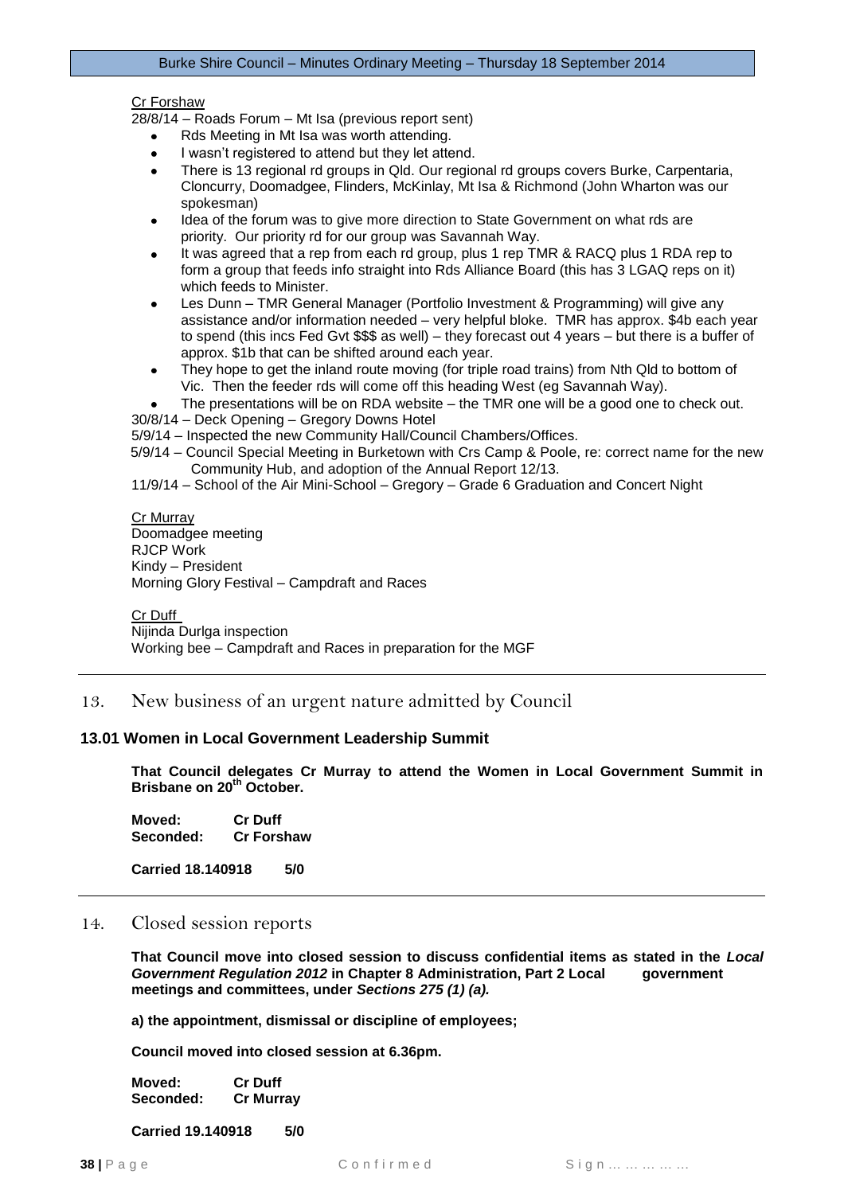Cr Forshaw

28/8/14 – Roads Forum – Mt Isa (previous report sent)

- Rds Meeting in Mt Isa was worth attending.
- I wasn't registered to attend but they let attend.
- There is 13 regional rd groups in Qld. Our regional rd groups covers Burke, Carpentaria, Cloncurry, Doomadgee, Flinders, McKinlay, Mt Isa & Richmond (John Wharton was our spokesman)
- Idea of the forum was to give more direction to State Government on what rds are priority. Our priority rd for our group was Savannah Way.
- It was agreed that a rep from each rd group, plus 1 rep TMR & RACQ plus 1 RDA rep to form a group that feeds info straight into Rds Alliance Board (this has 3 LGAQ reps on it) which feeds to Minister.
- Les Dunn – TMR General Manager (Portfolio Investment & Programming) will give any assistance and/or information needed – very helpful bloke. TMR has approx. $4b each year to spend (this incs Fed Gvt $$$ as well) – they forecast out 4 years – but there is a buffer of approx. $1b that can be shifted around each year.
- They hope to get the inland route moving (for triple road trains) from Nth Qld to bottom of Vic. Then the feeder rds will come off this heading West (eg Savannah Way).
- The presentations will be on RDA website – the TMR one will be a good one to check out.

30/8/14 – Deck Opening – Gregory Downs Hotel

5/9/14 – Inspected the new Community Hall/Council Chambers/Offices.

5/9/14 – Council Special Meeting in Burketown with Crs Camp & Poole, re: correct name for the new Community Hub, and adoption of the Annual Report 12/13.

11/9/14 – School of the Air Mini-School – Gregory – Grade 6 Graduation and Concert Night

Cr Murray

Doomadgee meeting

RJCP Work

Kindy – President

Morning Glory Festival – Campdraft and Races

Cr Duff

Nijinda Durlga inspection

Working bee – Campdraft and Races in preparation for the MGF

## 13. New business of an urgent nature admitted by Council

### 13.01 Women in Local Government Leadership Summit

**That Council delegates Cr Murray to attend the Women in Local Government Summit in Brisbane on 20th October.**

**Moved: Cr Duff**
**Seconded: Cr Forshaw**

**Carried 18.140918 5/0**

## 14. Closed session reports

**That Council move into closed session to discuss confidential items as stated in the *Local Government Regulation 2012* in Chapter 8 Administration, Part 2 Local government meetings and committees, under *Sections 275 (1) (a).***

**a) the appointment, dismissal or discipline of employees;**

**Council moved into closed session at 6.36pm.**

**Moved: Cr Duff**
**Seconded: Cr Murray**

**Carried 19.140918 5/0**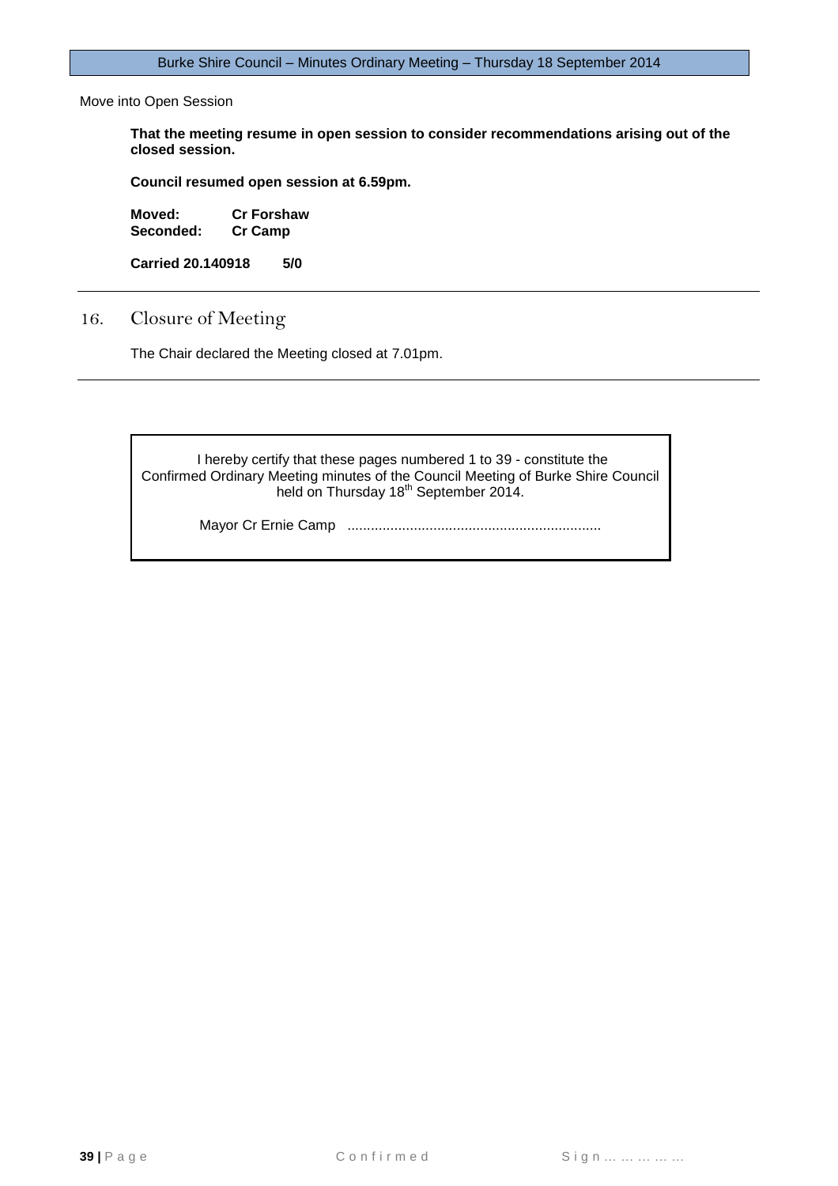Move into Open Session

**That the meeting resume in open session to consider recommendations arising out of the closed session.**

**Council resumed open session at 6.59pm.**

**Moved: Cr Forshaw**
**Seconded: Cr Camp**

**Carried 20.140918 5/0**

---

## 16. Closure of Meeting

The Chair declared the Meeting closed at 7.01pm.

---

I hereby certify that these pages numbered 1 to 39 - constitute the Confirmed Ordinary Meeting minutes of the Council Meeting of Burke Shire Council held on Thursday 18th September 2014.

Mayor Cr Ernie Camp .................................................................